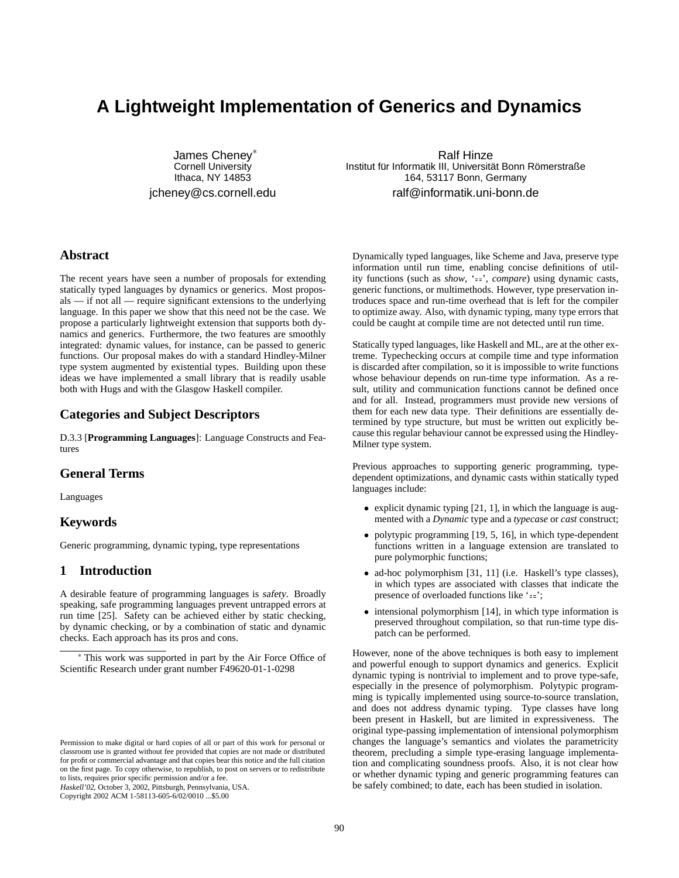# A Lightweight Implementation of Generics and Dynamics

James Cheney*
Cornell University
Ithaca, NY 14853
jcheney@cs.cornell.edu

Ralf Hinze
Institut für Informatik III, Universität Bonn Römerstraße 164, 53117 Bonn, Germany
ralf@informatik.uni-bonn.de

## Abstract

The recent years have seen a number of proposals for extending statically typed languages by dynamics or generics. Most proposals — if not all — require significant extensions to the underlying language. In this paper we show that this need not be the case. We propose a particularly lightweight extension that supports both dynamics and generics. Furthermore, the two features are smoothly integrated: dynamic values, for instance, can be passed to generic functions. Our proposal makes do with a standard Hindley-Milner type system augmented by existential types. Building upon these ideas we have implemented a small library that is readily usable both with Hugs and with the Glasgow Haskell compiler.

## Categories and Subject Descriptors

D.3.3 [**Programming Languages**]: Language Constructs and Features

## General Terms

Languages

## Keywords

Generic programming, dynamic typing, type representations

## 1 Introduction

A desirable feature of programming languages is *safety*. Broadly speaking, safe programming languages prevent untrapped errors at run time [25]. Safety can be achieved either by static checking, by dynamic checking, or by a combination of static and dynamic checks. Each approach has its pros and cons.

Dynamically typed languages, like Scheme and Java, preserve type information until run time, enabling concise definitions of utility functions (such as *show*, '==', *compare*) using dynamic casts, generic functions, or multimethods. However, type preservation introduces space and run-time overhead that is left for the compiler to optimize away. Also, with dynamic typing, many type errors that could be caught at compile time are not detected until run time.

Statically typed languages, like Haskell and ML, are at the other extreme. Typechecking occurs at compile time and type information is discarded after compilation, so it is impossible to write functions whose behaviour depends on run-time type information. As a result, utility and communication functions cannot be defined once and for all. Instead, programmers must provide new versions of them for each new data type. Their definitions are essentially determined by type structure, but must be written out explicitly because this regular behaviour cannot be expressed using the Hindley-Milner type system.

Previous approaches to supporting generic programming, type-dependent optimizations, and dynamic casts within statically typed languages include:

- explicit dynamic typing [21, 1], in which the language is augmented with a *Dynamic* type and a *typecase* or *cast* construct;
- polytypic programming [19, 5, 16], in which type-dependent functions written in a language extension are translated to pure polymorphic functions;
- ad-hoc polymorphism [31, 11] (i.e. Haskell's type classes), in which types are associated with classes that indicate the presence of overloaded functions like '==';
- intensional polymorphism [14], in which type information is preserved throughout compilation, so that run-time type dispatch can be performed.

However, none of the above techniques is both easy to implement and powerful enough to support dynamics and generics. Explicit dynamic typing is nontrivial to implement and to prove type-safe, especially in the presence of polymorphism. Polytypic programming is typically implemented using source-to-source translation, and does not address dynamic typing. Type classes have long been present in Haskell, but are limited in expressiveness. The original type-passing implementation of intensional polymorphism changes the language's semantics and violates the parametricity theorem, precluding a simple type-erasing language implementation and complicating soundness proofs. Also, it is not clear how or whether dynamic typing and generic programming features can be safely combined; to date, each has been studied in isolation.

---

* This work was supported in part by the Air Force Office of Scientific Research under grant number F49620-01-1-0298

Permission to make digital or hard copies of all or part of this work for personal or classroom use is granted without fee provided that copies are not made or distributed for profit or commercial advantage and that copies bear this notice and the full citation on the first page. To copy otherwise, to republish, to post on servers or to redistribute to lists, requires prior specific permission and/or a fee.
*Haskell'02,* October 3, 2002, Pittsburgh, Pennsylvania, USA.
Copyright 2002 ACM 1-58113-605-6/02/0010 ...$5.00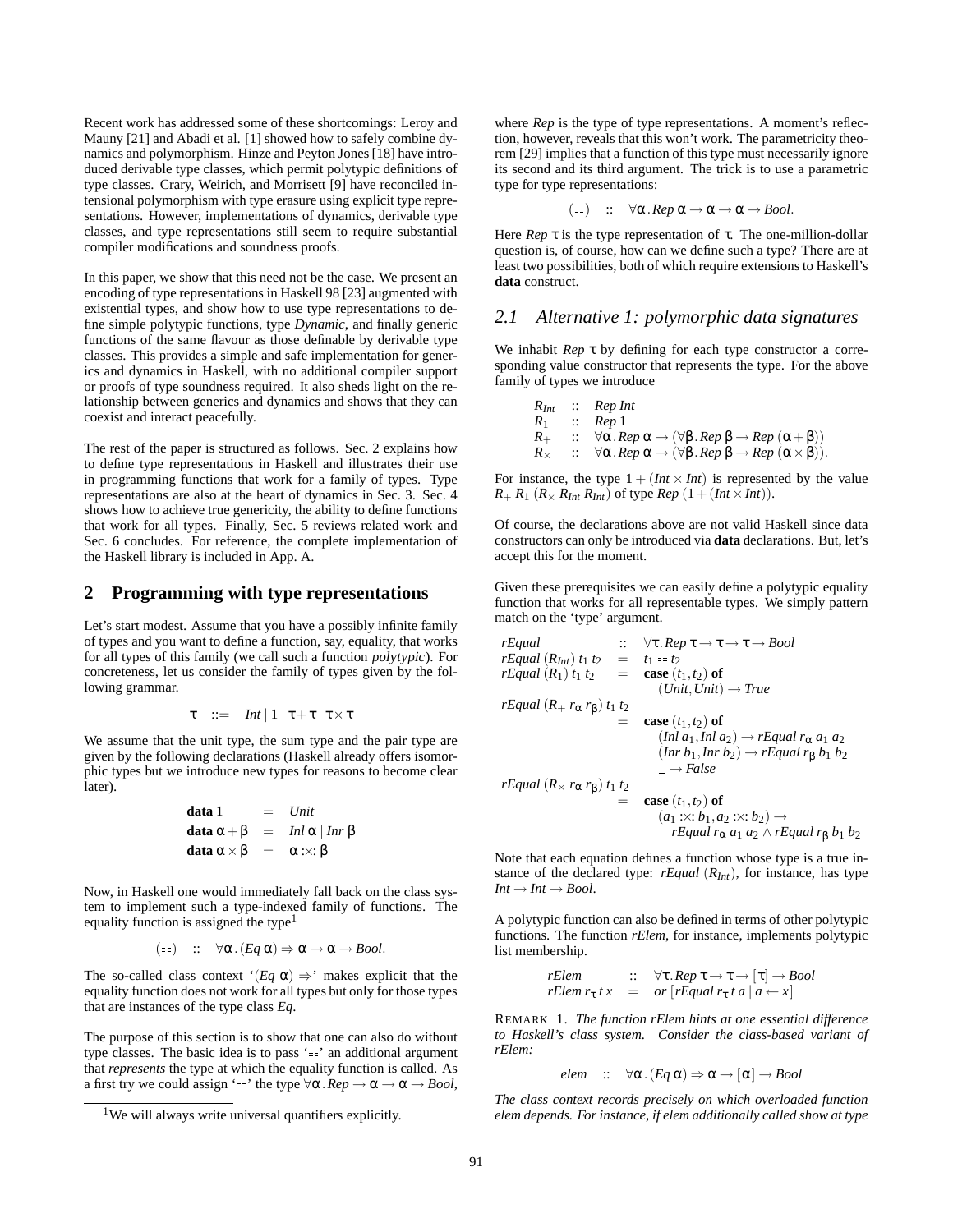Recent work has addressed some of these shortcomings: Leroy and Mauny [21] and Abadi et al. [1] showed how to safely combine dynamics and polymorphism. Hinze and Peyton Jones [18] have introduced derivable type classes, which permit polytypic definitions of type classes. Crary, Weirich, and Morrisett [9] have reconciled intensional polymorphism with type erasure using explicit type representations. However, implementations of dynamics, derivable type classes, and type representations still seem to require substantial compiler modifications and soundness proofs.

In this paper, we show that this need not be the case. We present an encoding of type representations in Haskell 98 [23] augmented with existential types, and show how to use type representations to define simple polytypic functions, type *Dynamic*, and finally generic functions of the same flavour as those definable by derivable type classes. This provides a simple and safe implementation for generics and dynamics in Haskell, with no additional compiler support or proofs of type soundness required. It also sheds light on the relationship between generics and dynamics and shows that they can coexist and interact peacefully.

The rest of the paper is structured as follows. Sec. 2 explains how to define type representations in Haskell and illustrates their use in programming functions that work for a family of types. Type representations are also at the heart of dynamics in Sec. 3. Sec. 4 shows how to achieve true genericity, the ability to define functions that work for all types. Finally, Sec. 5 reviews related work and Sec. 6 concludes. For reference, the complete implementation of the Haskell library is included in App. A.

## 2 Programming with type representations

Let's start modest. Assume that you have a possibly infinite family of types and you want to define a function, say, equality, that works for all types of this family (we call such a function *polytypic*). For concreteness, let us consider the family of types given by the following grammar.

$$\tau \quad ::= \quad Int \mid 1 \mid \tau + \tau \mid \tau \times \tau$$

We assume that the unit type, the sum type and the pair type are given by the following declarations (Haskell already offers isomorphic types but we introduce new types for reasons to become clear later).

$$\begin{array}{lcl} \mathbf{data}\ 1 & = & Unit \\ \mathbf{data}\ \alpha + \beta & = & Inl\ \alpha \mid Inr\ \beta \\ \mathbf{data}\ \alpha \times \beta & = & \alpha :\times: \beta \end{array}$$

Now, in Haskell one would immediately fall back on the class system to implement such a type-indexed family of functions. The equality function is assigned the type[1]

$$(==) \quad :: \quad \forall \alpha . (Eq\ \alpha) \Rightarrow \alpha \to \alpha \to Bool.$$

The so-called class context '$(Eq\ \alpha) \Rightarrow$' makes explicit that the equality function does not work for all types but only for those types that are instances of the type class *Eq*.

The purpose of this section is to show that one can also do without type classes. The basic idea is to pass '==' an additional argument that *represents* the type at which the equality function is called. As a first try we could assign '==' the type $\forall \alpha . Rep \to \alpha \to \alpha \to Bool$, where *Rep* is the type of type representations. A moment's reflection, however, reveals that this won't work. The parametricity theorem [29] implies that a function of this type must necessarily ignore its second and its third argument. The trick is to use a parametric type for type representations:

$$(==) \quad :: \quad \forall \alpha . Rep\ \alpha \to \alpha \to \alpha \to Bool.$$

Here $Rep\ \tau$ is the type representation of $\tau$. The one-million-dollar question is, of course, how can we define such a type? There are at least two possibilities, both of which require extensions to Haskell's **data** construct.

### 2.1 Alternative 1: polymorphic data signatures

We inhabit $Rep\ \tau$ by defining for each type constructor a corresponding value constructor that represents the type. For the above family of types we introduce

$$\begin{array}{lcl} R_{Int} & :: & Rep\ Int \\ R_1 & :: & Rep\ 1 \\ R_+ & :: & \forall \alpha . Rep\ \alpha \to (\forall \beta . Rep\ \beta \to Rep\ (\alpha + \beta)) \\ R_\times & :: & \forall \alpha . Rep\ \alpha \to (\forall \beta . Rep\ \beta \to Rep\ (\alpha \times \beta)). \end{array}$$

For instance, the type $1 + (Int \times Int)$ is represented by the value $R_+\ R_1\ (R_\times\ R_{Int}\ R_{Int})$ of type $Rep\ (1 + (Int \times Int))$.

Of course, the declarations above are not valid Haskell since data constructors can only be introduced via **data** declarations. But, let's accept this for the moment.

Given these prerequisites we can easily define a polytypic equality function that works for all representable types. We simply pattern match on the 'type' argument.

$$\begin{array}{lcl} rEqual & :: & \forall \tau . Rep\ \tau \to \tau \to \tau \to Bool \\ rEqual\ (R_{Int})\ t_1\ t_2 & = & t_1 == t_2 \\ rEqual\ (R_1)\ t_1\ t_2 & = & \mathbf{case}\ (t_1, t_2)\ \mathbf{of} \\ & & \quad (Unit, Unit) \to True \\ rEqual\ (R_+\ r_\alpha\ r_\beta)\ t_1\ t_2 & & \\ & = & \mathbf{case}\ (t_1, t_2)\ \mathbf{of} \\ & & \quad (Inl\ a_1, Inl\ a_2) \to rEqual\ r_\alpha\ a_1\ a_2 \\ & & \quad (Inr\ b_1, Inr\ b_2) \to rEqual\ r_\beta\ b_1\ b_2 \\ & & \quad \_ \to False \\ rEqual\ (R_\times\ r_\alpha\ r_\beta)\ t_1\ t_2 & & \\ & = & \mathbf{case}\ (t_1, t_2)\ \mathbf{of} \\ & & \quad (a_1 :\times: b_1, a_2 :\times: b_2) \to \\ & & \qquad rEqual\ r_\alpha\ a_1\ a_2 \wedge rEqual\ r_\beta\ b_1\ b_2 \end{array}$$

Note that each equation defines a function whose type is a true instance of the declared type: $rEqual\ (R_{Int})$, for instance, has type $Int \to Int \to Bool$.

A polytypic function can also be defined in terms of other polytypic functions. The function *rElem*, for instance, implements polytypic list membership.

$$\begin{array}{lcl} rElem & :: & \forall \tau . Rep\ \tau \to \tau \to [\tau] \to Bool \\ rElem\ r_\tau\ t\ x & = & or\ [rEqual\ r_\tau\ t\ a \mid a \leftarrow x] \end{array}$$

REMARK 1. *The function rElem hints at one essential difference to Haskell's class system. Consider the class-based variant of rElem:*

$$elem \quad :: \quad \forall \alpha . (Eq\ \alpha) \Rightarrow \alpha \to [\alpha] \to Bool$$

*The class context records precisely on which overloaded function elem depends. For instance, if elem additionally called show at type*

[1] We will always write universal quantifiers explicitly.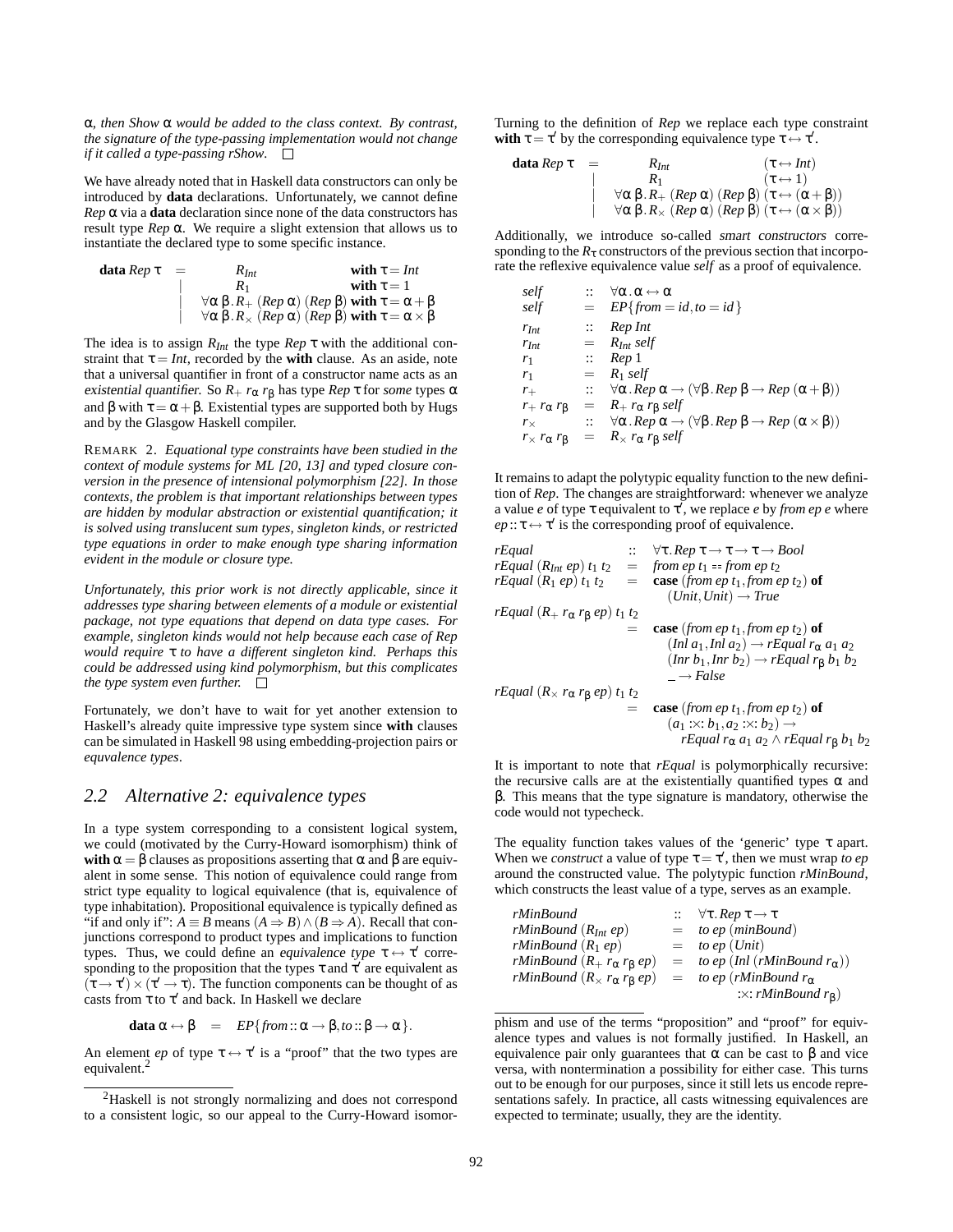$\alpha$, *then Show* $\alpha$ *would be added to the class context. By contrast, the signature of the type-passing implementation would not change if it called a type-passing rShow.* □

We have already noted that in Haskell data constructors can only be introduced by **data** declarations. Unfortunately, we cannot define *Rep* $\alpha$ via a **data** declaration since none of the data constructors has result type *Rep* $\alpha$. We require a slight extension that allows us to instantiate the declared type to some specific instance.

$$
\begin{array}{lcll}
\textbf{data}\ Rep\ \tau & = & R_{Int} & \textbf{with}\ \tau = Int \\
 & | & R_1 & \textbf{with}\ \tau = 1 \\
 & | & \forall \alpha\, \beta . R_{+}\ (Rep\ \alpha)\ (Rep\ \beta) & \textbf{with}\ \tau = \alpha + \beta \\
 & | & \forall \alpha\, \beta . R_{\times}\ (Rep\ \alpha)\ (Rep\ \beta) & \textbf{with}\ \tau = \alpha \times \beta
\end{array}
$$

The idea is to assign $R_{Int}$ the type *Rep* $\tau$ with the additional constraint that $\tau = Int$, recorded by the **with** clause. As an aside, note that a universal quantifier in front of a constructor name acts as an *existential quantifier*. So $R_{+}\ r_{\alpha}\ r_{\beta}$ has type *Rep* $\tau$ for *some* types $\alpha$ and $\beta$ with $\tau = \alpha + \beta$. Existential types are supported both by Hugs and by the Glasgow Haskell compiler.

REMARK 2. *Equational type constraints have been studied in the context of module systems for ML [20, 13] and typed closure conversion in the presence of intensional polymorphism [22]. In those contexts, the problem is that important relationships between types are hidden by modular abstraction or existential quantification; it is solved using translucent sum types, singleton kinds, or restricted type equations in order to make enough type sharing information evident in the module or closure type.*

*Unfortunately, this prior work is not directly applicable, since it addresses type sharing between elements of a module or existential package, not type equations that depend on data type cases. For example, singleton kinds would not help because each case of Rep would require* $\tau$ *to have a different singleton kind. Perhaps this could be addressed using kind polymorphism, but this complicates the type system even further.* □

Fortunately, we don't have to wait for yet another extension to Haskell's already quite impressive type system since **with** clauses can be simulated in Haskell 98 using embedding-projection pairs or *equvalence types*.

## 2.2 Alternative 2: equivalence types

In a type system corresponding to a consistent logical system, we could (motivated by the Curry-Howard isomorphism) think of **with** $\alpha = \beta$ clauses as propositions asserting that $\alpha$ and $\beta$ are equivalent in some sense. This notion of equivalence could range from strict type equality to logical equivalence (that is, equivalence of type inhabitation). Propositional equivalence is typically defined as "if and only if": $A \equiv B$ means $(A \Rightarrow B) \wedge (B \Rightarrow A)$. Recall that conjunctions correspond to product types and implications to function types. Thus, we could define an *equivalence type* $\tau \leftrightarrow \tau'$ corresponding to the proposition that the types $\tau$ and $\tau'$ are equivalent as $(\tau \to \tau') \times (\tau' \to \tau)$. The function components can be thought of as casts from $\tau$ to $\tau'$ and back. In Haskell we declare

$$
\textbf{data}\ \alpha \leftrightarrow \beta \quad = \quad EP\{from :: \alpha \to \beta, to :: \beta \to \alpha\}.
$$

An element *ep* of type $\tau \leftrightarrow \tau'$ is a "proof" that the two types are equivalent.[2]

Turning to the definition of *Rep* we replace each type constraint **with** $\tau = \tau'$ by the corresponding equivalence type $\tau \leftrightarrow \tau'$.

$$
\begin{array}{lcll}
\textbf{data}\ Rep\ \tau & = & R_{Int} & (\tau \leftrightarrow Int) \\
 & | & R_1 & (\tau \leftrightarrow 1) \\
 & | & \forall \alpha\, \beta . R_{+}\ (Rep\ \alpha)\ (Rep\ \beta) & (\tau \leftrightarrow (\alpha + \beta)) \\
 & | & \forall \alpha\, \beta . R_{\times}\ (Rep\ \alpha)\ (Rep\ \beta) & (\tau \leftrightarrow (\alpha \times \beta))
\end{array}
$$

Additionally, we introduce so-called *smart constructors* corresponding to the $R_{\tau}$ constructors of the previous section that incorporate the reflexive equivalence value *self* as a proof of equivalence.

$$
\begin{array}{lcl}
self & :: & \forall \alpha . \alpha \leftrightarrow \alpha \\
self & = & EP\{from = id, to = id\} \\
r_{Int} & :: & Rep\ Int \\
r_{Int} & = & R_{Int}\ self \\
r_1 & :: & Rep\ 1 \\
r_1 & = & R_1\ self \\
r_{+} & :: & \forall \alpha . Rep\ \alpha \to (\forall \beta . Rep\ \beta \to Rep\ (\alpha + \beta)) \\
r_{+}\ r_{\alpha}\ r_{\beta} & = & R_{+}\ r_{\alpha}\ r_{\beta}\ self \\
r_{\times} & :: & \forall \alpha . Rep\ \alpha \to (\forall \beta . Rep\ \beta \to Rep\ (\alpha \times \beta)) \\
r_{\times}\ r_{\alpha}\ r_{\beta} & = & R_{\times}\ r_{\alpha}\ r_{\beta}\ self
\end{array}
$$

It remains to adapt the polytypic equality function to the new definition of *Rep*. The changes are straightforward: whenever we analyze a value *e* of type $\tau$ equivalent to $\tau'$, we replace *e* by *from ep e* where $ep :: \tau \leftrightarrow \tau'$ is the corresponding proof of equivalence.

$$
\begin{array}{lcl}
rEqual & :: & \forall \tau . Rep\ \tau \to \tau \to \tau \to Bool \\
rEqual\ (R_{Int}\ ep)\ t_1\ t_2 & = & from\ ep\ t_1 == from\ ep\ t_2 \\
rEqual\ (R_1\ ep)\ t_1\ t_2 & = & \textbf{case}\ (from\ ep\ t_1, from\ ep\ t_2)\ \textbf{of} \\
 & & \quad (Unit, Unit) \to True \\
rEqual\ (R_{+}\ r_{\alpha}\ r_{\beta}\ ep)\ t_1\ t_2 & & \\
 & = & \textbf{case}\ (from\ ep\ t_1, from\ ep\ t_2)\ \textbf{of} \\
 & & \quad (Inl\ a_1, Inl\ a_2) \to rEqual\ r_{\alpha}\ a_1\ a_2 \\
 & & \quad (Inr\ b_1, Inr\ b_2) \to rEqual\ r_{\beta}\ b_1\ b_2 \\
 & & \quad \_ \to False \\
rEqual\ (R_{\times}\ r_{\alpha}\ r_{\beta}\ ep)\ t_1\ t_2 & & \\
 & = & \textbf{case}\ (from\ ep\ t_1, from\ ep\ t_2)\ \textbf{of} \\
 & & \quad (a_1 :\times: b_1, a_2 :\times: b_2) \to \\
 & & \qquad rEqual\ r_{\alpha}\ a_1\ a_2 \wedge rEqual\ r_{\beta}\ b_1\ b_2
\end{array}
$$

It is important to note that *rEqual* is polymorphically recursive: the recursive calls are at the existentially quantified types $\alpha$ and $\beta$. This means that the type signature is mandatory, otherwise the code would not typecheck.

The equality function takes values of the 'generic' type $\tau$ apart. When we *construct* a value of type $\tau = \tau'$, then we must wrap *to ep* around the constructed value. The polytypic function *rMinBound*, which constructs the least value of a type, serves as an example.

$$
\begin{array}{lcl}
rMinBound & :: & \forall \tau . Rep\ \tau \to \tau \\
rMinBound\ (R_{Int}\ ep) & = & to\ ep\ (minBound) \\
rMinBound\ (R_1\ ep) & = & to\ ep\ (Unit) \\
rMinBound\ (R_{+}\ r_{\alpha}\ r_{\beta}\ ep) & = & to\ ep\ (Inl\ (rMinBound\ r_{\alpha})) \\
rMinBound\ (R_{\times}\ r_{\alpha}\ r_{\beta}\ ep) & = & to\ ep\ (rMinBound\ r_{\alpha} \\
 & & \qquad :\times: rMinBound\ r_{\beta})
\end{array}
$$

[2] Haskell is not strongly normalizing and does not correspond to a consistent logic, so our appeal to the Curry-Howard isomorphism and use of the terms "proposition" and "proof" for equivalence types and values is not formally justified. In Haskell, an equivalence pair only guarantees that $\alpha$ can be cast to $\beta$ and vice versa, with nontermination a possibility for either case. This turns out to be enough for our purposes, since it still lets us encode representations safely. In practice, all casts witnessing equivalences are expected to terminate; usually, they are the identity.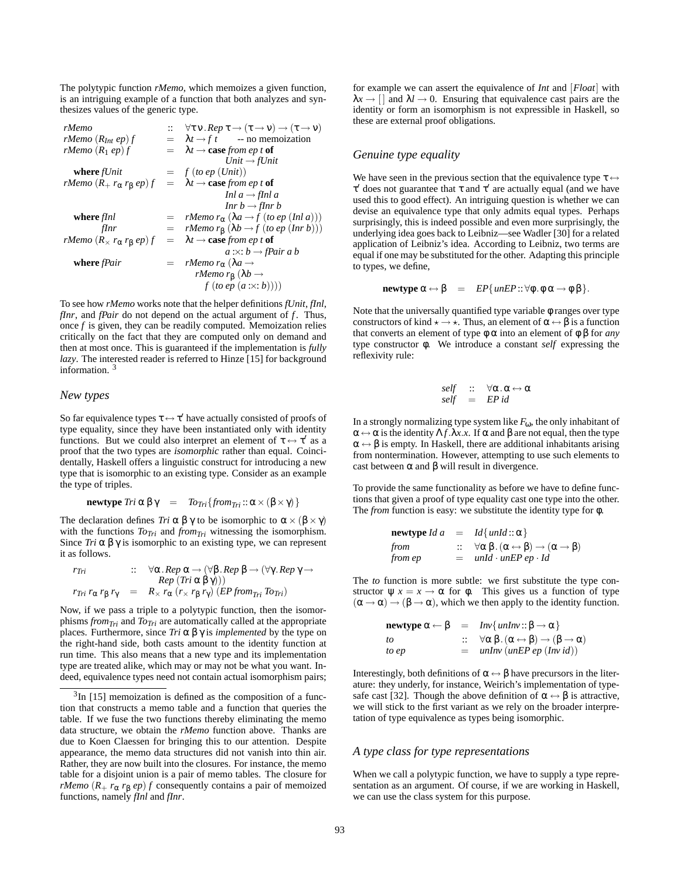The polytypic function *rMemo*, which memoizes a given function, is an intriguing example of a function that both analyzes and synthesizes values of the generic type.

$$
\begin{array}{lcl}
\mathit{rMemo} & :: & \forall \tau\, \nu\,.\, \mathit{Rep}\ \tau \to (\tau \to \nu) \to (\tau \to \nu) \\
\mathit{rMemo}\ (R_{\mathit{Int}}\ \mathit{ep})\ f & = & \lambda t \to f\ t \qquad \text{-- no memoization} \\
\mathit{rMemo}\ (R_1\ \mathit{ep})\ f & = & \lambda t \to \textbf{case}\ \mathit{from}\ \mathit{ep}\ t\ \textbf{of} \\
 & & \qquad \mathit{Unit} \to \mathit{fUnit} \\
\quad \textbf{where}\ \mathit{fUnit} & = & f\ (\mathit{to}\ \mathit{ep}\ (\mathit{Unit})) \\
\mathit{rMemo}\ (R_+\ r_\alpha\ r_\beta\ \mathit{ep})\ f & = & \lambda t \to \textbf{case}\ \mathit{from}\ \mathit{ep}\ t\ \textbf{of} \\
 & & \qquad \mathit{Inl}\ a \to \mathit{fInl}\ a \\
 & & \qquad \mathit{Inr}\ b \to \mathit{fInr}\ b \\
\quad \textbf{where}\ \mathit{fInl} & = & \mathit{rMemo}\ r_\alpha\ (\lambda a \to f\ (\mathit{to}\ \mathit{ep}\ (\mathit{Inl}\ a))) \\
\qquad\quad \mathit{fInr} & = & \mathit{rMemo}\ r_\beta\ (\lambda b \to f\ (\mathit{to}\ \mathit{ep}\ (\mathit{Inr}\ b))) \\
\mathit{rMemo}\ (R_\times\ r_\alpha\ r_\beta\ \mathit{ep})\ f & = & \lambda t \to \textbf{case}\ \mathit{from}\ \mathit{ep}\ t\ \textbf{of} \\
 & & \qquad a :\times: b \to \mathit{fPair}\ a\ b \\
\quad \textbf{where}\ \mathit{fPair} & = & \mathit{rMemo}\ r_\alpha\ (\lambda a \to \\
 & & \quad \mathit{rMemo}\ r_\beta\ (\lambda b \to \\
 & & \qquad f\ (\mathit{to}\ \mathit{ep}\ (a :\times: b))))
\end{array}
$$

To see how *rMemo* works note that the helper definitions *fUnit*, *fInl*, *fInr*, and *fPair* do not depend on the actual argument of $f$. Thus, once $f$ is given, they can be readily computed. Memoization relies critically on the fact that they are computed only on demand and then at most once. This is guaranteed if the implementation is *fully lazy*. The interested reader is referred to Hinze [15] for background information. [3]

### New types

So far equivalence types $\tau \leftrightarrow \tau'$ have actually consisted of proofs of type equality, since they have been instantiated only with identity functions. But we could also interpret an element of $\tau \leftrightarrow \tau'$ as a proof that the two types are *isomorphic* rather than equal. Coincidentally, Haskell offers a linguistic construct for introducing a new type that is isomorphic to an existing type. Consider as an example the type of triples.

$$
\textbf{newtype}\ \mathit{Tri}\ \alpha\ \beta\ \gamma \quad = \quad \mathit{To}_{\mathit{Tri}}\{\mathit{from}_{\mathit{Tri}} :: \alpha \times (\beta \times \gamma)\}
$$

The declaration defines $\mathit{Tri}\ \alpha\ \beta\ \gamma$ to be isomorphic to $\alpha \times (\beta \times \gamma)$ with the functions $\mathit{To}_{\mathit{Tri}}$ and $\mathit{from}_{\mathit{Tri}}$ witnessing the isomorphism. Since $\mathit{Tri}\ \alpha\ \beta\ \gamma$ is isomorphic to an existing type, we can represent it as follows.

$$
\begin{array}{lcl}
r_{\mathit{Tri}} & :: & \forall \alpha\,.\, \mathit{Rep}\ \alpha \to (\forall \beta\,.\, \mathit{Rep}\ \beta \to (\forall \gamma\,.\, \mathit{Rep}\ \gamma \to \\
 & & \quad \mathit{Rep}\ (\mathit{Tri}\ \alpha\ \beta\ \gamma))) \\
r_{\mathit{Tri}}\ r_\alpha\ r_\beta\ r_\gamma & = & R_\times\ r_\alpha\ (r_\times\ r_\beta\ r_\gamma)\ (\mathit{EP}\ \mathit{from}_{\mathit{Tri}}\ \mathit{To}_{\mathit{Tri}})
\end{array}
$$

Now, if we pass a triple to a polytypic function, then the isomorphisms $\mathit{from}_{\mathit{Tri}}$ and $\mathit{To}_{\mathit{Tri}}$ are automatically called at the appropriate places. Furthermore, since $\mathit{Tri}\ \alpha\ \beta\ \gamma$ is *implemented* by the type on the right-hand side, both casts amount to the identity function at run time. This also means that a new type and its implementation type are treated alike, which may or may not be what you want. Indeed, equivalence types need not contain actual isomorphism pairs; for example we can assert the equivalence of *Int* and $[\mathit{Float}]$ with $\lambda x \to [\,]$ and $\lambda l \to 0$. Ensuring that equivalence cast pairs are the identity or form an isomorphism is not expressible in Haskell, so these are external proof obligations.

[3] In [15] memoization is defined as the composition of a function that constructs a memo table and a function that queries the table. If we fuse the two functions thereby eliminating the memo data structure, we obtain the *rMemo* function above. Thanks are due to Koen Claessen for bringing this to our attention. Despite appearance, the memo data structures did not vanish into thin air. Rather, they are now built into the closures. For instance, the memo table for a disjoint union is a pair of memo tables. The closure for $\mathit{rMemo}\ (R_+\ r_\alpha\ r_\beta\ \mathit{ep})\ f$ consequently contains a pair of memoized functions, namely *fInl* and *fInr*.

### Genuine type equality

We have seen in the previous section that the equivalence type $\tau \leftrightarrow \tau'$ does not guarantee that $\tau$ and $\tau'$ are actually equal (and we have used this to good effect). An intriguing question is whether we can devise an equivalence type that only admits equal types. Perhaps surprisingly, this is indeed possible and even more surprisingly, the underlying idea goes back to Leibniz—see Wadler [30] for a related application of Leibniz's idea. According to Leibniz, two terms are equal if one may be substituted for the other. Adapting this principle to types, we define,

$$
\textbf{newtype}\ \alpha \leftrightarrow \beta \quad = \quad \mathit{EP}\{\mathit{unEP} :: \forall \varphi\,.\, \varphi\,\alpha \to \varphi\,\beta\}.
$$

Note that the universally quantified type variable $\varphi$ ranges over type constructors of kind $\star \to \star$. Thus, an element of $\alpha \leftrightarrow \beta$ is a function that converts an element of type $\varphi\,\alpha$ into an element of $\varphi\,\beta$ for *any* type constructor $\varphi$. We introduce a constant *self* expressing the reflexivity rule:

$$
\begin{array}{lcl}
\mathit{self} & :: & \forall \alpha\,.\, \alpha \leftrightarrow \alpha \\
\mathit{self} & = & \mathit{EP}\ \mathit{id}
\end{array}
$$

In a strongly normalizing type system like $F_\omega$, the only inhabitant of $\alpha \leftrightarrow \alpha$ is the identity $\Lambda f.\lambda x.x$. If $\alpha$ and $\beta$ are not equal, then the type $\alpha \leftrightarrow \beta$ is empty. In Haskell, there are additional inhabitants arising from nontermination. However, attempting to use such elements to cast between $\alpha$ and $\beta$ will result in divergence.

To provide the same functionality as before we have to define functions that given a proof of type equality cast one type into the other. The *from* function is easy: we substitute the identity type for $\varphi$.

$$
\begin{array}{lcl}
\textbf{newtype}\ \mathit{Id}\ a & = & \mathit{Id}\{\mathit{unId} :: \alpha\} \\
\mathit{from} & :: & \forall \alpha\ \beta\,.\, (\alpha \leftrightarrow \beta) \to (\alpha \to \beta) \\
\mathit{from}\ \mathit{ep} & = & \mathit{unId} \cdot \mathit{unEP}\ \mathit{ep} \cdot \mathit{Id}
\end{array}
$$

The *to* function is more subtle: we first substitute the type constructor $\psi\ x = x \to \alpha$ for $\varphi$. This gives us a function of type $(\alpha \to \alpha) \to (\beta \to \alpha)$, which we then apply to the identity function.

$$
\begin{array}{lcl}
\textbf{newtype}\ \alpha \leftarrow \beta & = & \mathit{Inv}\{\mathit{unInv} :: \beta \to \alpha\} \\
\mathit{to} & :: & \forall \alpha\ \beta\,.\, (\alpha \leftrightarrow \beta) \to (\beta \to \alpha) \\
\mathit{to}\ \mathit{ep} & = & \mathit{unInv}\ (\mathit{unEP}\ \mathit{ep}\ (\mathit{Inv}\ \mathit{id}))
\end{array}
$$

Interestingly, both definitions of $\alpha \leftrightarrow \beta$ have precursors in the literature: they underly, for instance, Weirich's implementation of type-safe cast [32]. Though the above definition of $\alpha \leftrightarrow \beta$ is attractive, we will stick to the first variant as we rely on the broader interpretation of type equivalence as types being isomorphic.

### A type class for type representations

When we call a polytypic function, we have to supply a type representation as an argument. Of course, if we are working in Haskell, we can use the class system for this purpose.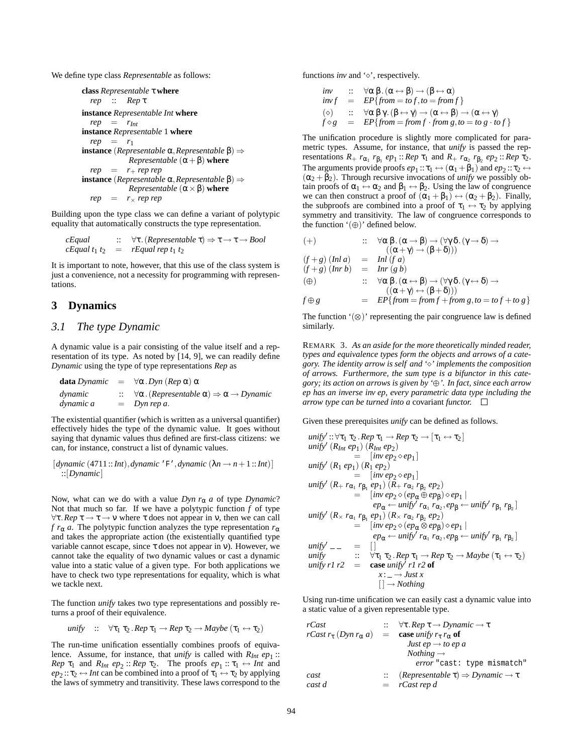We define type class *Representable* as follows:

$$
\begin{array}{l}
\textbf{class } \mathit{Representable}\ \tau\ \textbf{where} \\
\quad \mathit{rep} \quad :: \quad \mathit{Rep}\ \tau \\
\textbf{instance } \mathit{Representable}\ \mathit{Int}\ \textbf{where} \\
\quad \mathit{rep} \quad = \quad r_{\mathit{Int}} \\
\textbf{instance } \mathit{Representable}\ 1\ \textbf{where} \\
\quad \mathit{rep} \quad = \quad r_1 \\
\textbf{instance } (\mathit{Representable}\ \alpha, \mathit{Representable}\ \beta) \Rightarrow \\
\qquad\qquad \mathit{Representable}\ (\alpha + \beta)\ \textbf{where} \\
\quad \mathit{rep} \quad = \quad r_+\ \mathit{rep}\ \mathit{rep} \\
\textbf{instance } (\mathit{Representable}\ \alpha, \mathit{Representable}\ \beta) \Rightarrow \\
\qquad\qquad \mathit{Representable}\ (\alpha \times \beta)\ \textbf{where} \\
\quad \mathit{rep} \quad = \quad r_\times\ \mathit{rep}\ \mathit{rep}
\end{array}
$$

Building upon the type class we can define a variant of polytypic equality that automatically constructs the type representation.

$$
\begin{array}{lcl}
\mathit{cEqual} & :: & \forall \tau . (\mathit{Representable}\ \tau) \Rightarrow \tau \rightarrow \tau \rightarrow \mathit{Bool} \\
\mathit{cEqual}\ t_1\ t_2 & = & \mathit{rEqual}\ \mathit{rep}\ t_1\ t_2
\end{array}
$$

It is important to note, however, that this use of the class system is just a convenience, not a necessity for programming with representations.

## 3 Dynamics

### 3.1 The type Dynamic

A dynamic value is a pair consisting of the value itself and a representation of its type. As noted by [14, 9], we can readily define *Dynamic* using the type of type representations *Rep* as

$$
\begin{array}{lcl}
\textbf{data } \mathit{Dynamic} & = & \forall \alpha . \mathit{Dyn}\ (\mathit{Rep}\ \alpha)\ \alpha \\
\mathit{dynamic} & :: & \forall \alpha . (\mathit{Representable}\ \alpha) \Rightarrow \alpha \rightarrow \mathit{Dynamic} \\
\mathit{dynamic}\ a & = & \mathit{Dyn}\ \mathit{rep}\ a.
\end{array}
$$

The existential quantifier (which is written as a universal quantifier) effectively hides the type of the dynamic value. It goes without saying that dynamic values thus defined are first-class citizens: we can, for instance, construct a list of dynamic values.

$$
\begin{array}{l}
[\mathit{dynamic}\ (4711 :: \mathit{Int}), \mathit{dynamic}\ \texttt{'F'}, \mathit{dynamic}\ (\lambda n \rightarrow n+1 :: \mathit{Int})] \\
\quad :: [\mathit{Dynamic}]
\end{array}
$$

Now, what can we do with a value $\mathit{Dyn}\ r_\alpha\ a$ of type *Dynamic*? Not that much so far. If we have a polytypic function $f$ of type $\forall \tau . \mathit{Rep}\ \tau \rightarrow \tau \rightarrow \nu$ where $\tau$ does not appear in $\nu$, then we can call $f\ r_\alpha\ a$. The polytypic function analyzes the type representation $r_\alpha$ and takes the appropriate action (the existentially quantified type variable cannot escape, since $\tau$ does not appear in $\nu$). However, we cannot take the equality of two dynamic values or cast a dynamic value into a static value of a given type. For both applications we have to check two type representations for equality, which is what we tackle next.

The function *unify* takes two type representations and possibly returns a proof of their equivalence.

$$
\mathit{unify} \quad :: \quad \forall \tau_1\ \tau_2 . \mathit{Rep}\ \tau_1 \rightarrow \mathit{Rep}\ \tau_2 \rightarrow \mathit{Maybe}\ (\tau_1 \leftrightarrow \tau_2)
$$

The run-time unification essentially combines proofs of equivalence. Assume, for instance, that *unify* is called with $R_{\mathit{Int}}\ ep_1 :: \mathit{Rep}\ \tau_1$ and $R_{\mathit{Int}}\ ep_2 :: \mathit{Rep}\ \tau_2$. The proofs $ep_1 :: \tau_1 \leftrightarrow \mathit{Int}$ and $ep_2 :: \tau_2 \leftrightarrow \mathit{Int}$ can be combined into a proof of $\tau_1 \leftrightarrow \tau_2$ by applying the laws of symmetry and transitivity. These laws correspond to the functions *inv* and '$\diamond$', respectively.

$$
\begin{array}{lcl}
\mathit{inv} & :: & \forall \alpha\ \beta . (\alpha \leftrightarrow \beta) \rightarrow (\beta \leftrightarrow \alpha) \\
\mathit{inv}\ f & = & \mathit{EP}\{\mathit{from} = \mathit{to}\ f, \mathit{to} = \mathit{from}\ f\} \\
(\diamond) & :: & \forall \alpha\ \beta\ \gamma . (\beta \leftrightarrow \gamma) \rightarrow (\alpha \leftrightarrow \beta) \rightarrow (\alpha \leftrightarrow \gamma) \\
f \diamond g & = & \mathit{EP}\{\mathit{from} = \mathit{from}\ f \cdot \mathit{from}\ g, \mathit{to} = \mathit{to}\ g \cdot \mathit{to}\ f\}
\end{array}
$$

The unification procedure is slightly more complicated for parametric types. Assume, for instance, that *unify* is passed the representations $R_+\ r_{\alpha_1}\ r_{\beta_1}\ ep_1 :: \mathit{Rep}\ \tau_1$ and $R_+\ r_{\alpha_2}\ r_{\beta_2}\ ep_2 :: \mathit{Rep}\ \tau_2$. The arguments provide proofs $ep_1 :: \tau_1 \leftrightarrow (\alpha_1 + \beta_1)$ and $ep_2 :: \tau_2 \leftrightarrow (\alpha_2 + \beta_2)$. Through recursive invocations of *unify* we possibly obtain proofs of $\alpha_1 \leftrightarrow \alpha_2$ and $\beta_1 \leftrightarrow \beta_2$. Using the law of congruence we can then construct a proof of $(\alpha_1 + \beta_1) \leftrightarrow (\alpha_2 + \beta_2)$. Finally, the subproofs are combined into a proof of $\tau_1 \leftrightarrow \tau_2$ by applying symmetry and transitivity. The law of congruence corresponds to the function '$(\oplus)$' defined below.

$$
\begin{array}{lcl}
(+) & :: & \forall \alpha\ \beta . (\alpha \rightarrow \beta) \rightarrow (\forall \gamma\ \delta . (\gamma \rightarrow \delta) \rightarrow \\
 & & \qquad ((\alpha + \gamma) \rightarrow (\beta + \delta))) \\
(f + g)\ (\mathit{Inl}\ a) & = & \mathit{Inl}\ (f\ a) \\
(f + g)\ (\mathit{Inr}\ b) & = & \mathit{Inr}\ (g\ b) \\
(\oplus) & :: & \forall \alpha\ \beta . (\alpha \leftrightarrow \beta) \rightarrow (\forall \gamma\ \delta . (\gamma \leftrightarrow \delta) \rightarrow \\
 & & \qquad ((\alpha + \gamma) \leftrightarrow (\beta + \delta))) \\
f \oplus g & = & \mathit{EP}\{\mathit{from} = \mathit{from}\ f + \mathit{from}\ g, \mathit{to} = \mathit{to}\ f + \mathit{to}\ g\}
\end{array}
$$

The function '$(\otimes)$' representing the pair congruence law is defined similarly.

REMARK 3. *As an aside for the more theoretically minded reader, types and equivalence types form the objects and arrows of a category. The identity arrow is self and '$\diamond$' implements the composition of arrows. Furthermore, the sum type is a bifunctor in this category; its action on arrows is given by '$\oplus$'. In fact, since each arrow ep has an inverse inv ep, every parametric data type including the arrow type can be turned into a* covariant *functor.* □

Given these prerequisites *unify* can be defined as follows.

$$
\begin{array}{l}
\mathit{unify}' :: \forall \tau_1\ \tau_2 . \mathit{Rep}\ \tau_1 \rightarrow \mathit{Rep}\ \tau_2 \rightarrow [\tau_1 \leftrightarrow \tau_2] \\
\mathit{unify}'\ (R_{\mathit{Int}}\ ep_1)\ (R_{\mathit{Int}}\ ep_2) \\
\qquad = \quad [\mathit{inv}\ ep_2 \diamond ep_1] \\
\mathit{unify}'\ (R_1\ ep_1)\ (R_1\ ep_2) \\
\qquad = \quad [\mathit{inv}\ ep_2 \diamond ep_1] \\
\mathit{unify}'\ (R_+\ r_{\alpha_1}\ r_{\beta_1}\ ep_1)\ (R_+\ r_{\alpha_2}\ r_{\beta_2}\ ep_2) \\
\qquad = \quad [\mathit{inv}\ ep_2 \diamond (ep_\alpha \oplus ep_\beta) \diamond ep_1 \mid \\
\qquad\qquad ep_\alpha \leftarrow \mathit{unify}'\ r_{\alpha_1}\ r_{\alpha_2}, ep_\beta \leftarrow \mathit{unify}'\ r_{\beta_1}\ r_{\beta_2}] \\
\mathit{unify}'\ (R_\times\ r_{\alpha_1}\ r_{\beta_1}\ ep_1)\ (R_\times\ r_{\alpha_2}\ r_{\beta_2}\ ep_2) \\
\qquad = \quad [\mathit{inv}\ ep_2 \diamond (ep_\alpha \otimes ep_\beta) \diamond ep_1 \mid \\
\qquad\qquad ep_\alpha \leftarrow \mathit{unify}'\ r_{\alpha_1}\ r_{\alpha_2}, ep_\beta \leftarrow \mathit{unify}'\ r_{\beta_1}\ r_{\beta_2}] \\
\mathit{unify}'\ \_\ \_ \quad = \quad [\,] \\
\mathit{unify} \quad :: \quad \forall \tau_1\ \tau_2 . \mathit{Rep}\ \tau_1 \rightarrow \mathit{Rep}\ \tau_2 \rightarrow \mathit{Maybe}\ (\tau_1 \leftrightarrow \tau_2) \\
\mathit{unify}\ r1\ r2 \quad = \quad \textbf{case } \mathit{unify}'\ r1\ r2\ \textbf{of} \\
\qquad\qquad x : \_ \rightarrow \mathit{Just}\ x \\
\qquad\qquad [\,] \rightarrow \mathit{Nothing}
\end{array}
$$

Using run-time unification we can easily cast a dynamic value into a static value of a given representable type.

$$
\begin{array}{lcl}
\mathit{rCast} & :: & \forall \tau . \mathit{Rep}\ \tau \rightarrow \mathit{Dynamic} \rightarrow \tau \\
\mathit{rCast}\ r_\tau\ (\mathit{Dyn}\ r_\alpha\ a) & = & \textbf{case } \mathit{unify}\ r_\tau\ r_\alpha\ \textbf{of} \\
 & & \quad \mathit{Just}\ ep \rightarrow \mathit{to}\ ep\ a \\
 & & \quad \mathit{Nothing} \rightarrow \\
 & & \qquad \mathit{error}\ \texttt{"cast: type mismatch"} \\
\mathit{cast} & :: & (\mathit{Representable}\ \tau) \Rightarrow \mathit{Dynamic} \rightarrow \tau \\
\mathit{cast}\ d & = & \mathit{rCast}\ \mathit{rep}\ d
\end{array}
$$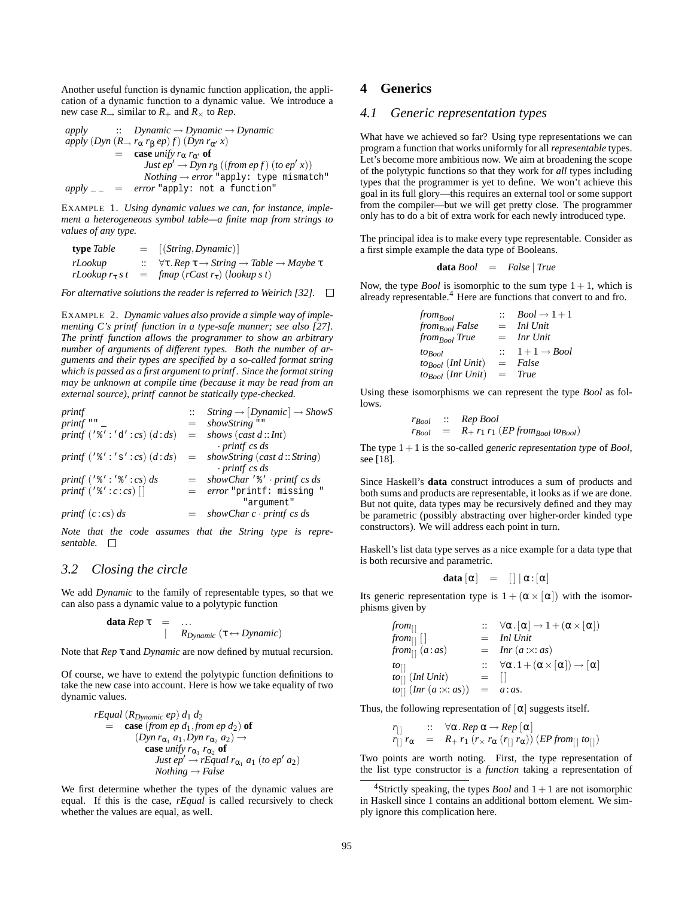Another useful function is dynamic function application, the application of a dynamic function to a dynamic value. We introduce a new case $R_{\rightarrow}$ similar to $R_{+}$ and $R_{\times}$ to *Rep*.

$$
\begin{array}{lcl}
\mathit{apply} & :: & \mathit{Dynamic} \rightarrow \mathit{Dynamic} \rightarrow \mathit{Dynamic} \\
\multicolumn{3}{l}{\mathit{apply}\ (\mathit{Dyn}\ (R_{\rightarrow}\ r_{\alpha}\ r_{\beta}\ ep)\ f)\ (\mathit{Dyn}\ r_{\alpha'}\ x)} \\
 & = & \mathbf{case}\ \mathit{unify}\ r_{\alpha}\ r_{\alpha'}\ \mathbf{of} \\
 & & \quad \mathit{Just}\ ep' \rightarrow \mathit{Dyn}\ r_{\beta}\ ((\mathit{from}\ ep\ f)\ (\mathit{to}\ ep'\ x)) \\
 & & \quad \mathit{Nothing} \rightarrow \mathit{error}\ \texttt{"apply: type mismatch"} \\
\mathit{apply}\ \_\ \_ & = & \mathit{error}\ \texttt{"apply: not a function"}
\end{array}
$$

EXAMPLE 1. *Using dynamic values we can, for instance, implement a heterogeneous symbol table—a finite map from strings to values of any type.*

$$
\begin{array}{lcl}
\mathbf{type}\ \mathit{Table} & = & [(\mathit{String}, \mathit{Dynamic})] \\
\mathit{rLookup} & :: & \forall \tau . \mathit{Rep}\ \tau \rightarrow \mathit{String} \rightarrow \mathit{Table} \rightarrow \mathit{Maybe}\ \tau \\
\mathit{rLookup}\ r_{\tau}\ s\ t & = & \mathit{fmap}\ (\mathit{rCast}\ r_{\tau})\ (\mathit{lookup}\ s\ t)
\end{array}
$$

*For alternative solutions the reader is referred to Weirich [32].* □

EXAMPLE 2. *Dynamic values also provide a simple way of implementing C's printf function in a type-safe manner; see also [27]. The printf function allows the programmer to show an arbitrary number of arguments of different types. Both the number of arguments and their types are specified by a so-called format string which is passed as a first argument to printf. Since the format string may be unknown at compile time (because it may be read from an external source), printf cannot be statically type-checked.*

$$
\begin{array}{lcl}
\mathit{printf} & :: & \mathit{String} \rightarrow [\mathit{Dynamic}] \rightarrow \mathit{ShowS} \\
\mathit{printf}\ \texttt{""}\ \_ & = & \mathit{showString}\ \texttt{""} \\
\mathit{printf}\ (\texttt{'\%'} : \texttt{'d'} : cs)\ (d : ds) & = & \mathit{shows}\ (\mathit{cast}\ d :: \mathit{Int}) \\
 & & \quad \cdot\ \mathit{printf}\ cs\ ds \\
\mathit{printf}\ (\texttt{'\%'} : \texttt{'s'} : cs)\ (d : ds) & = & \mathit{showString}\ (\mathit{cast}\ d :: \mathit{String}) \\
 & & \quad \cdot\ \mathit{printf}\ cs\ ds \\
\mathit{printf}\ (\texttt{'\%'} : \texttt{'\%'} : cs)\ ds & = & \mathit{showChar}\ \texttt{'\%'} \cdot \mathit{printf}\ cs\ ds \\
\mathit{printf}\ (\texttt{'\%'} : c : cs)\ [\,] & = & \mathit{error}\ \texttt{"printf: missing "} \\
 & & \qquad \texttt{"argument"} \\
\mathit{printf}\ (c : cs)\ ds & = & \mathit{showChar}\ c \cdot \mathit{printf}\ cs\ ds
\end{array}
$$

*Note that the code assumes that the String type is representable.* □

## 3.2 Closing the circle

We add *Dynamic* to the family of representable types, so that we can also pass a dynamic value to a polytypic function

$$
\begin{array}{lcl}
\mathbf{data}\ \mathit{Rep}\ \tau & = & \ldots \\
 & | & R_{\mathit{Dynamic}}\ (\tau \leftrightarrow \mathit{Dynamic})
\end{array}
$$

Note that $\mathit{Rep}\ \tau$ and *Dynamic* are now defined by mutual recursion.

Of course, we have to extend the polytypic function definitions to take the new case into account. Here is how we take equality of two dynamic values.

$$
\begin{array}{l}
\mathit{rEqual}\ (R_{\mathit{Dynamic}}\ ep)\ d_1\ d_2 \\
\quad = \ \mathbf{case}\ (\mathit{from}\ ep\ d_1, \mathit{from}\ ep\ d_2)\ \mathbf{of} \\
\qquad (\mathit{Dyn}\ r_{\alpha_1}\ a_1, \mathit{Dyn}\ r_{\alpha_2}\ a_2) \rightarrow \\
\qquad\quad \mathbf{case}\ \mathit{unify}\ r_{\alpha_1}\ r_{\alpha_2}\ \mathbf{of} \\
\qquad\qquad \mathit{Just}\ ep' \rightarrow \mathit{rEqual}\ r_{\alpha_1}\ a_1\ (\mathit{to}\ ep'\ a_2) \\
\qquad\qquad \mathit{Nothing} \rightarrow \mathit{False}
\end{array}
$$

We first determine whether the types of the dynamic values are equal. If this is the case, *rEqual* is called recursively to check whether the values are equal, as well.

# 4 Generics

## 4.1 Generic representation types

What have we achieved so far? Using type representations we can program a function that works uniformly for all *representable* types. Let's become more ambitious now. We aim at broadening the scope of the polytypic functions so that they work for *all* types including types that the programmer is yet to define. We won't achieve this goal in its full glory—this requires an external tool or some support from the compiler—but we will get pretty close. The programmer only has to do a bit of extra work for each newly introduced type.

The principal idea is to make every type representable. Consider as a first simple example the data type of Booleans.

$$
\mathbf{data}\ \mathit{Bool} \ = \ \mathit{False} \mid \mathit{True}
$$

Now, the type *Bool* is isomorphic to the sum type $1+1$, which is already representable.[4] Here are functions that convert to and fro.

$$
\begin{array}{lcl}
\mathit{from}_{\mathit{Bool}} & :: & \mathit{Bool} \rightarrow 1+1 \\
\mathit{from}_{\mathit{Bool}}\ \mathit{False} & = & \mathit{Inl}\ \mathit{Unit} \\
\mathit{from}_{\mathit{Bool}}\ \mathit{True} & = & \mathit{Inr}\ \mathit{Unit} \\
\mathit{to}_{\mathit{Bool}} & :: & 1+1 \rightarrow \mathit{Bool} \\
\mathit{to}_{\mathit{Bool}}\ (\mathit{Inl}\ \mathit{Unit}) & = & \mathit{False} \\
\mathit{to}_{\mathit{Bool}}\ (\mathit{Inr}\ \mathit{Unit}) & = & \mathit{True}
\end{array}
$$

Using these isomorphisms we can represent the type *Bool* as follows.

$$
\begin{array}{lcl}
r_{\mathit{Bool}} & :: & \mathit{Rep}\ \mathit{Bool} \\
r_{\mathit{Bool}} & = & R_{+}\ r_1\ r_1\ (\mathit{EP}\ \mathit{from}_{\mathit{Bool}}\ \mathit{to}_{\mathit{Bool}})
\end{array}
$$

The type $1+1$ is the so-called *generic representation type* of *Bool*, see [18].

Since Haskell's **data** construct introduces a sum of products and both sums and products are representable, it looks as if we are done. But not quite, data types may be recursively defined and they may be parametric (possibly abstracting over higher-order kinded type constructors). We will address each point in turn.

Haskell's list data type serves as a nice example for a data type that is both recursive and parametric.

$$
\mathbf{data}\ [\alpha] \ = \ [\,] \mid \alpha : [\alpha]
$$

Its generic representation type is $1 + (\alpha \times [\alpha])$ with the isomorphisms given by

$$
\begin{array}{lcl}
\mathit{from}_{[\,]} & :: & \forall \alpha . [\alpha] \rightarrow 1 + (\alpha \times [\alpha]) \\
\mathit{from}_{[\,]}\ [\,] & = & \mathit{Inl}\ \mathit{Unit} \\
\mathit{from}_{[\,]}\ (a : as) & = & \mathit{Inr}\ (a :\times: as) \\
\mathit{to}_{[\,]} & :: & \forall \alpha . 1 + (\alpha \times [\alpha]) \rightarrow [\alpha] \\
\mathit{to}_{[\,]}\ (\mathit{Inl}\ \mathit{Unit}) & = & [\,] \\
\mathit{to}_{[\,]}\ (\mathit{Inr}\ (a :\times: as)) & = & a : as.
\end{array}
$$

Thus, the following representation of $[\alpha]$ suggests itself.

$$
\begin{array}{lcl}
r_{[\,]} & :: & \forall \alpha . \mathit{Rep}\ \alpha \rightarrow \mathit{Rep}\ [\alpha] \\
r_{[\,]}\ r_{\alpha} & = & R_{+}\ r_1\ (r_{\times}\ r_{\alpha}\ (r_{[\,]}\ r_{\alpha}))\ (\mathit{EP}\ \mathit{from}_{[\,]}\ \mathit{to}_{[\,]})
\end{array}
$$

Two points are worth noting. First, the type representation of the list type constructor is a *function* taking a representation of

[4] Strictly speaking, the types *Bool* and $1+1$ are not isomorphic in Haskell since 1 contains an additional bottom element. We simply ignore this complication here.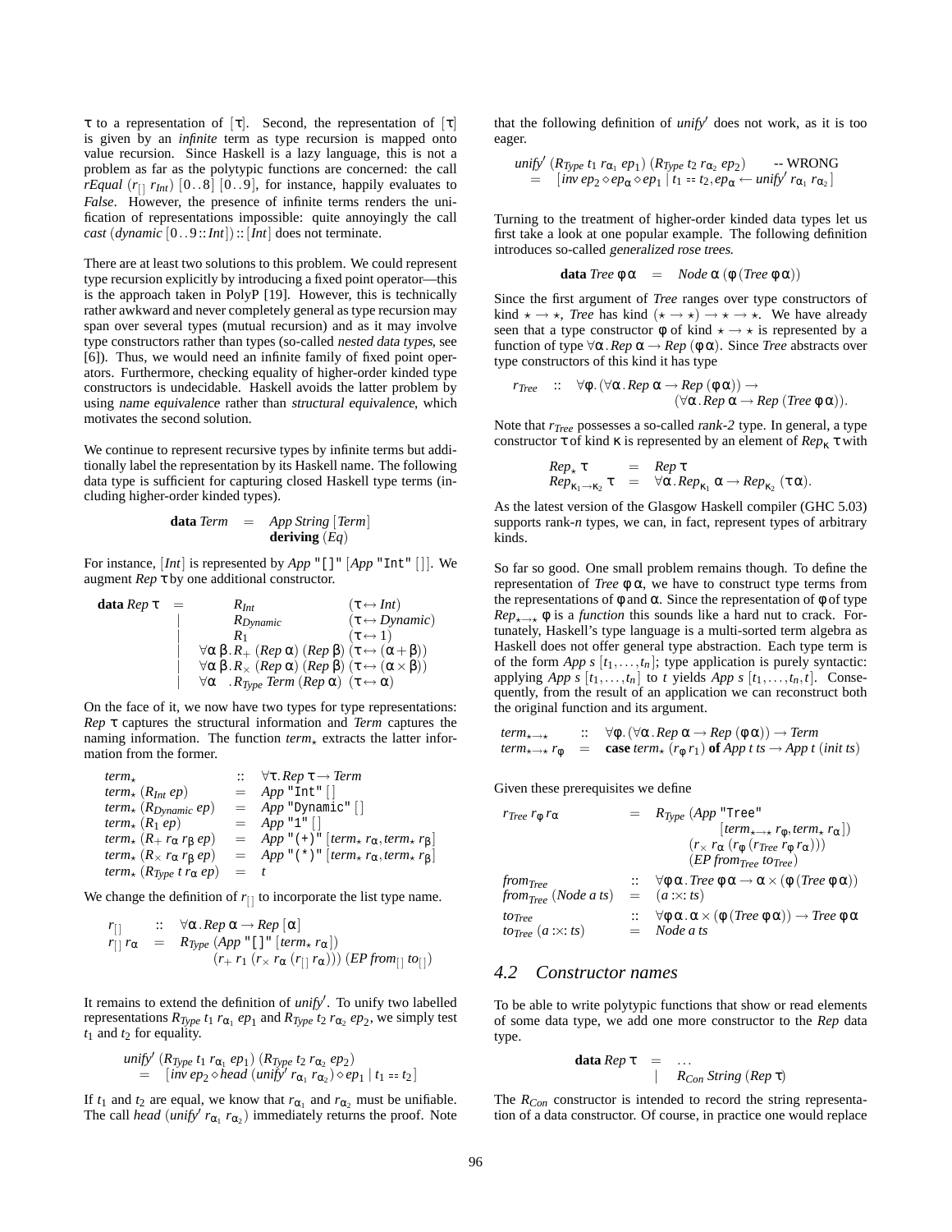$\tau$ to a representation of $[\tau]$. Second, the representation of $[\tau]$ is given by an *infinite* term as type recursion is mapped onto value recursion. Since Haskell is a lazy language, this is not a problem as far as the polytypic functions are concerned: the call $rEqual\ (r_{[]}\ r_{Int})\ [0\,..\,8]\ [0\,..\,9]$, for instance, happily evaluates to *False*. However, the presence of infinite terms renders the unification of representations impossible: quite annoyingly the call $cast\ (dynamic\ [0\,..\,9 :: Int]) :: [Int]$ does not terminate.

There are at least two solutions to this problem. We could represent type recursion explicitly by introducing a fixed point operator—this is the approach taken in PolyP [19]. However, this is technically rather awkward and never completely general as type recursion may span over several types (mutual recursion) and it may involve type constructors rather than types (so-called *nested data types*, see [6]). Thus, we would need an infinite family of fixed point operators. Furthermore, checking equality of higher-order kinded type constructors is undecidable. Haskell avoids the latter problem by using *name equivalence* rather than *structural equivalence*, which motivates the second solution.

We continue to represent recursive types by infinite terms but additionally label the representation by its Haskell name. The following data type is sufficient for capturing closed Haskell type terms (including higher-order kinded types).

$$\textbf{data}\ Term \quad = \quad App\ String\ [Term]\ \ \textbf{deriving}\ (Eq)$$

For instance, $[Int]$ is represented by $App\ \texttt{"[]"}\ [App\ \texttt{"Int"}\ []]$. We augment $Rep\ \tau$ by one additional constructor.

$$
\begin{array}{lcll}
\textbf{data}\ Rep\ \tau & = & R_{Int} & (\tau \leftrightarrow Int) \\
& | & R_{Dynamic} & (\tau \leftrightarrow Dynamic) \\
& | & R_1 & (\tau \leftrightarrow 1) \\
& | & \forall \alpha\,\beta\,.\,R_+\ (Rep\ \alpha)\ (Rep\ \beta) & (\tau \leftrightarrow (\alpha + \beta)) \\
& | & \forall \alpha\,\beta\,.\,R_\times\ (Rep\ \alpha)\ (Rep\ \beta) & (\tau \leftrightarrow (\alpha \times \beta)) \\
& | & \forall \alpha\,.\,R_{Type}\ Term\ (Rep\ \alpha) & (\tau \leftrightarrow \alpha)
\end{array}
$$

On the face of it, we now have two types for type representations: $Rep\ \tau$ captures the structural information and *Term* captures the naming information. The function $term_\star$ extracts the latter information from the former.

$$
\begin{array}{lcl}
term_\star & :: & \forall \tau\,.\,Rep\ \tau \to Term \\
term_\star\ (R_{Int}\ ep) & = & App\ \texttt{"Int"}\ [] \\
term_\star\ (R_{Dynamic}\ ep) & = & App\ \texttt{"Dynamic"}\ [] \\
term_\star\ (R_1\ ep) & = & App\ \texttt{"1"}\ [] \\
term_\star\ (R_+\ r_\alpha\ r_\beta\ ep) & = & App\ \texttt{"(+)"}\ [term_\star\ r_\alpha, term_\star\ r_\beta] \\
term_\star\ (R_\times\ r_\alpha\ r_\beta\ ep) & = & App\ \texttt{"(*)"}\ [term_\star\ r_\alpha, term_\star\ r_\beta] \\
term_\star\ (R_{Type}\ t\ r_\alpha\ ep) & = & t
\end{array}
$$

We change the definition of $r_{[]}$ to incorporate the list type name.

$$
\begin{array}{lcl}
r_{[]} & :: & \forall \alpha\,.\,Rep\ \alpha \to Rep\ [\alpha] \\
r_{[]}\ r_\alpha & = & R_{Type}\ (App\ \texttt{"[]"}\ [term_\star\ r_\alpha]) \\
& & \quad (r_+\ r_1\ (r_\times\ r_\alpha\ (r_{[]}\ r_\alpha)))\ (EP\ from_{[]}\ to_{[]})
\end{array}
$$

It remains to extend the definition of $unify'$. To unify two labelled representations $R_{Type}\ t_1\ r_{\alpha_1}\ ep_1$ and $R_{Type}\ t_2\ r_{\alpha_2}\ ep_2$, we simply test $t_1$ and $t_2$ for equality.

$$
\begin{array}{l}
unify'\ (R_{Type}\ t_1\ r_{\alpha_1}\ ep_1)\ (R_{Type}\ t_2\ r_{\alpha_2}\ ep_2) \\
\quad = \quad [inv\ ep_2 \diamond head\ (unify'\ r_{\alpha_1}\ r_{\alpha_2}) \diamond ep_1 \mid t_1 == t_2]
\end{array}
$$

If $t_1$ and $t_2$ are equal, we know that $r_{\alpha_1}$ and $r_{\alpha_2}$ must be unifiable. The call $head\ (unify'\ r_{\alpha_1}\ r_{\alpha_2})$ immediately returns the proof. Note that the following definition of $unify'$ does not work, as it is too eager.

$$
\begin{array}{l}
unify'\ (R_{Type}\ t_1\ r_{\alpha_1}\ ep_1)\ (R_{Type}\ t_2\ r_{\alpha_2}\ ep_2) \qquad \text{-- WRONG} \\
\quad = \quad [inv\ ep_2 \diamond ep_\alpha \diamond ep_1 \mid t_1 == t_2, ep_\alpha \leftarrow unify'\ r_{\alpha_1}\ r_{\alpha_2}]
\end{array}
$$

Turning to the treatment of higher-order kinded data types let us first take a look at one popular example. The following definition introduces so-called *generalized rose trees*.

$$\textbf{data}\ Tree\ \varphi\ \alpha \quad = \quad Node\ \alpha\ (\varphi\ (Tree\ \varphi\ \alpha))$$

Since the first argument of *Tree* ranges over type constructors of kind $\star \to \star$, *Tree* has kind $(\star \to \star) \to \star \to \star$. We have already seen that a type constructor $\varphi$ of kind $\star \to \star$ is represented by a function of type $\forall \alpha\,.\,Rep\ \alpha \to Rep\ (\varphi\ \alpha)$. Since *Tree* abstracts over type constructors of this kind it has type

$$
\begin{array}{lcl}
r_{Tree} & :: & \forall \varphi\,.\,(\forall \alpha\,.\,Rep\ \alpha \to Rep\ (\varphi\ \alpha)) \to \\
& & \qquad (\forall \alpha\,.\,Rep\ \alpha \to Rep\ (Tree\ \varphi\ \alpha)).
\end{array}
$$

Note that $r_{Tree}$ possesses a so-called *rank-2* type. In general, a type constructor $\tau$ of kind $\kappa$ is represented by an element of $Rep_\kappa\ \tau$ with

$$
\begin{array}{lcl}
Rep_\star\ \tau & = & Rep\ \tau \\
Rep_{\kappa_1 \to \kappa_2}\ \tau & = & \forall \alpha\,.\,Rep_{\kappa_1}\ \alpha \to Rep_{\kappa_2}\ (\tau\ \alpha).
\end{array}
$$

As the latest version of the Glasgow Haskell compiler (GHC 5.03) supports rank-$n$ types, we can, in fact, represent types of arbitrary kinds.

So far so good. One small problem remains though. To define the representation of $Tree\ \varphi\ \alpha$, we have to construct type terms from the representations of $\varphi$ and $\alpha$. Since the representation of $\varphi$ of type $Rep_{\star \to \star}\ \varphi$ is a *function* this sounds like a hard nut to crack. Fortunately, Haskell's type language is a multi-sorted term algebra as Haskell does not offer general type abstraction. Each type term is of the form $App\ s\ [t_1, \ldots, t_n]$; type application is purely syntactic: applying $App\ s\ [t_1, \ldots, t_n]$ to $t$ yields $App\ s\ [t_1, \ldots, t_n, t]$. Consequently, from the result of an application we can reconstruct both the original function and its argument.

$$
\begin{array}{lcl}
term_{\star \to \star} & :: & \forall \varphi\,.\,(\forall \alpha\,.\,Rep\ \alpha \to Rep\ (\varphi\ \alpha)) \to Term \\
term_{\star \to \star}\ r_\varphi & = & \textbf{case}\ term_\star\ (r_\varphi\ r_1)\ \textbf{of}\ App\ t\ ts \to App\ t\ (init\ ts)
\end{array}
$$

Given these prerequisites we define

$$
\begin{array}{lcl}
r_{Tree}\ r_\varphi\ r_\alpha & = & R_{Type}\ (App\ \texttt{"Tree"} \\
& & \qquad [term_{\star \to \star}\ r_\varphi, term_\star\ r_\alpha]) \\
& & \quad (r_\times\ r_\alpha\ (r_\varphi\ (r_{Tree}\ r_\varphi\ r_\alpha))) \\
& & \quad (EP\ from_{Tree}\ to_{Tree}) \\
from_{Tree} & :: & \forall \varphi\,\alpha\,.\,Tree\ \varphi\ \alpha \to \alpha \times (\varphi\ (Tree\ \varphi\ \alpha)) \\
from_{Tree}\ (Node\ a\ ts) & = & (a :\times: ts) \\
to_{Tree} & :: & \forall \varphi\,\alpha\,.\,\alpha \times (\varphi\ (Tree\ \varphi\ \alpha)) \to Tree\ \varphi\ \alpha \\
to_{Tree}\ (a :\times: ts) & = & Node\ a\ ts
\end{array}
$$

## 4.2 Constructor names

To be able to write polytypic functions that show or read elements of some data type, we add one more constructor to the *Rep* data type.

$$
\begin{array}{lcl}
\textbf{data}\ Rep\ \tau & = & \ldots \\
& | & R_{Con}\ String\ (Rep\ \tau)
\end{array}
$$

The $R_{Con}$ constructor is intended to record the string representation of a data constructor. Of course, in practice one would replace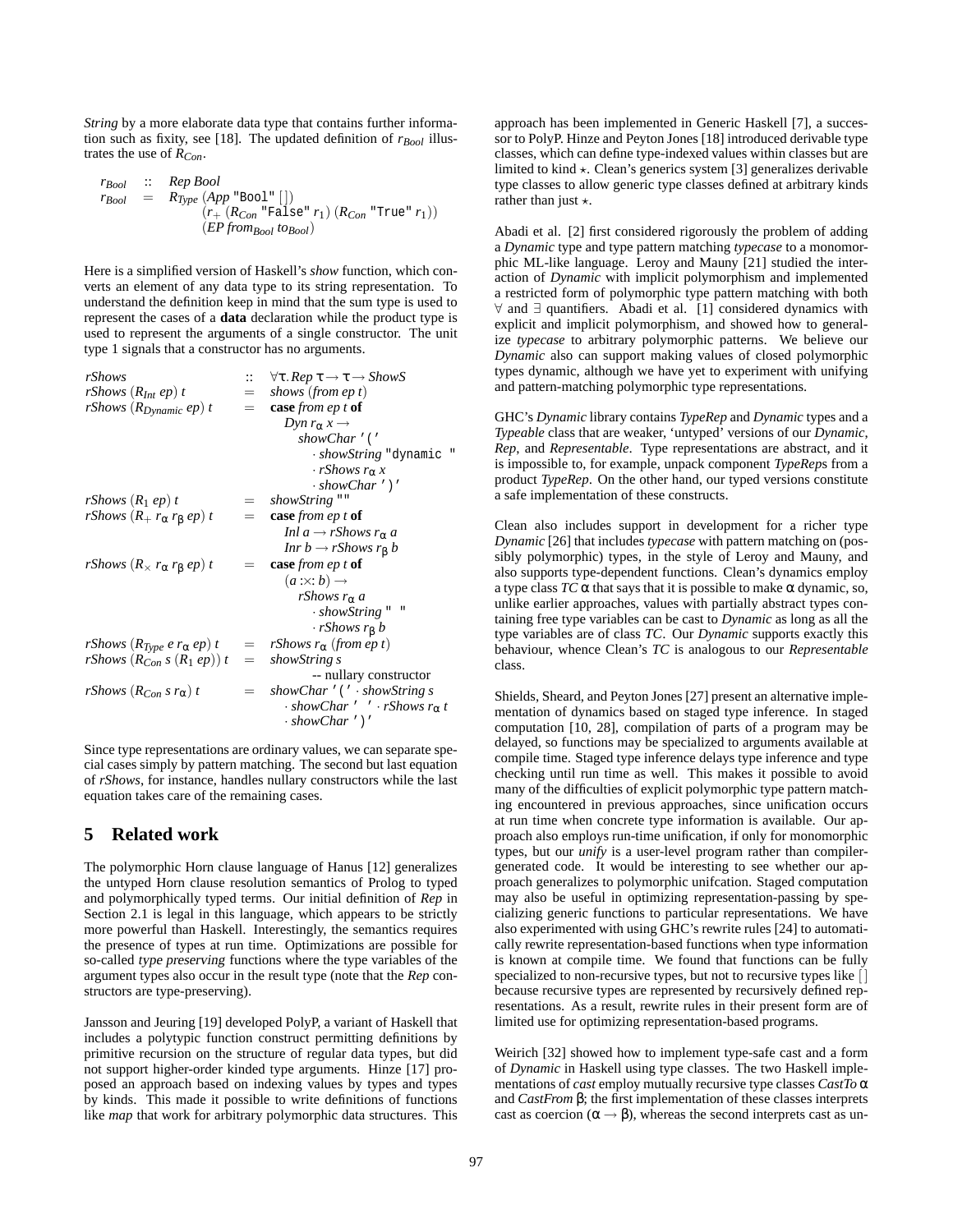*String* by a more elaborate data type that contains further information such as fixity, see [18]. The updated definition of $r_{Bool}$ illustrates the use of $R_{Con}$.

```
rBool :: Rep Bool
rBool =  RType (App "Bool" [])
               (r+ (RCon "False" r1) (RCon "True" r1))
               (EP fromBool toBool)
```

Here is a simplified version of Haskell's *show* function, which converts an element of any data type to its string representation. To understand the definition keep in mind that the sum type is used to represent the cases of a **data** declaration while the product type is used to represent the arguments of a single constructor. The unit type 1 signals that a constructor has no arguments.

```
rShows                  :: ∀τ. Rep τ → τ → ShowS
rShows (RInt ep) t       = shows (from ep t)
rShows (RDynamic ep) t   = case from ep t of
                             Dyn rα x →
                               showChar '('
                                 · showString "dynamic "
                                 · rShows rα x
                                 · showChar ')'
rShows (R1 ep) t         = showString ""
rShows (R+ rα rβ ep) t   = case from ep t of
                             Inl a → rShows rα a
                             Inr b → rShows rβ b
rShows (R× rα rβ ep) t   = case from ep t of
                             (a :×: b) →
                               rShows rα a
                                 · showString " "
                                 · rShows rβ b
rShows (RType e rα ep) t = rShows rα (from ep t)
rShows (RCon s (R1 ep)) t = showString s
                              -- nullary constructor
rShows (RCon s rα) t     = showChar '(' · showString s
                             · showChar ' ' · rShows rα t
                             · showChar ')'
```

Since type representations are ordinary values, we can separate special cases simply by pattern matching. The second but last equation of *rShows*, for instance, handles nullary constructors while the last equation takes care of the remaining cases.

## 5 Related work

The polymorphic Horn clause language of Hanus [12] generalizes the untyped Horn clause resolution semantics of Prolog to typed and polymorphically typed terms. Our initial definition of *Rep* in Section 2.1 is legal in this language, which appears to be strictly more powerful than Haskell. Interestingly, the semantics requires the presence of types at run time. Optimizations are possible for so-called *type preserving* functions where the type variables of the argument types also occur in the result type (note that the *Rep* constructors are type-preserving).

Jansson and Jeuring [19] developed PolyP, a variant of Haskell that includes a polytypic function construct permitting definitions by primitive recursion on the structure of regular data types, but did not support higher-order kinded type arguments. Hinze [17] proposed an approach based on indexing values by types and types by kinds. This made it possible to write definitions of functions like *map* that work for arbitrary polymorphic data structures. This approach has been implemented in Generic Haskell [7], a successor to PolyP. Hinze and Peyton Jones [18] introduced derivable type classes, which can define type-indexed values within classes but are limited to kind $\star$. Clean's generics system [3] generalizes derivable type classes to allow generic type classes defined at arbitrary kinds rather than just $\star$.

Abadi et al. [2] first considered rigorously the problem of adding a *Dynamic* type and type pattern matching *typecase* to a monomorphic ML-like language. Leroy and Mauny [21] studied the interaction of *Dynamic* with implicit polymorphism and implemented a restricted form of polymorphic type pattern matching with both $\forall$ and $\exists$ quantifiers. Abadi et al. [1] considered dynamics with explicit and implicit polymorphism, and showed how to generalize *typecase* to arbitrary polymorphic patterns. We believe our *Dynamic* also can support making values of closed polymorphic types dynamic, although we have yet to experiment with unifying and pattern-matching polymorphic type representations.

GHC's *Dynamic* library contains *TypeRep* and *Dynamic* types and a *Typeable* class that are weaker, 'untyped' versions of our *Dynamic*, *Rep*, and *Representable*. Type representations are abstract, and it is impossible to, for example, unpack component *TypeRep*s from a product *TypeRep*. On the other hand, our typed versions constitute a safe implementation of these constructs.

Clean also includes support in development for a richer type *Dynamic* [26] that includes *typecase* with pattern matching on (possibly polymorphic) types, in the style of Leroy and Mauny, and also supports type-dependent functions. Clean's dynamics employ a type class $TC\ \alpha$ that says that it is possible to make $\alpha$ dynamic, so, unlike earlier approaches, values with partially abstract types containing free type variables can be cast to *Dynamic* as long as all the type variables are of class *TC*. Our *Dynamic* supports exactly this behaviour, whence Clean's *TC* is analogous to our *Representable* class.

Shields, Sheard, and Peyton Jones [27] present an alternative implementation of dynamics based on staged type inference. In staged computation [10, 28], compilation of parts of a program may be delayed, so functions may be specialized to arguments available at compile time. Staged type inference delays type inference and type checking until run time as well. This makes it possible to avoid many of the difficulties of explicit polymorphic type pattern matching encountered in previous approaches, since unification occurs at run time when concrete type information is available. Our approach also employs run-time unification, if only for monomorphic types, but our *unify* is a user-level program rather than compiler-generated code. It would be interesting to see whether our approach generalizes to polymorphic unifcation. Staged computation may also be useful in optimizing representation-passing by specializing generic functions to particular representations. We have also experimented with using GHC's rewrite rules [24] to automatically rewrite representation-based functions when type information is known at compile time. We found that functions can be fully specialized to non-recursive types, but not to recursive types like [] because recursive types are represented by recursively defined representations. As a result, rewrite rules in their present form are of limited use for optimizing representation-based programs.

Weirich [32] showed how to implement type-safe cast and a form of *Dynamic* in Haskell using type classes. The two Haskell implementations of *cast* employ mutually recursive type classes $CastTo\ \alpha$ and $CastFrom\ \beta$; the first implementation of these classes interprets cast as coercion $(\alpha \to \beta)$, whereas the second interprets cast as un-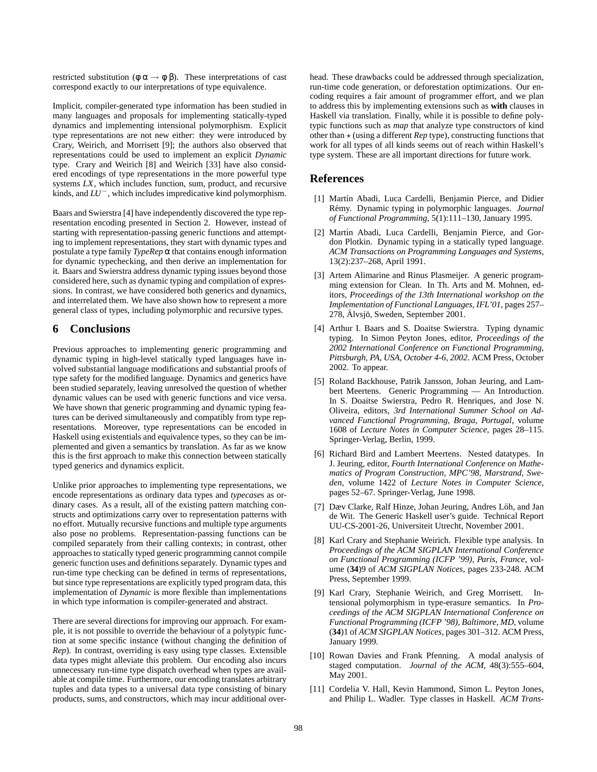restricted substitution ($\phi\ \alpha \rightarrow \phi\ \beta$). These interpretations of cast correspond exactly to our interpretations of type equivalence.

Implicit, compiler-generated type information has been studied in many languages and proposals for implementing statically-typed dynamics and implementing intensional polymorphism. Explicit type representations are not new either: they were introduced by Crary, Weirich, and Morrisett [9]; the authors also observed that representations could be used to implement an explicit *Dynamic* type. Crary and Weirich [8] and Weirich [33] have also considered encodings of type representations in the more powerful type systems *LX*, which includes function, sum, product, and recursive kinds, and $LU^-$, which includes impredicative kind polymorphism.

Baars and Swierstra [4] have independently discovered the type representation encoding presented in Section 2. However, instead of starting with representation-passing generic functions and attempting to implement representations, they start with dynamic types and postulate a type family *TypeRep* $\alpha$ that contains enough information for dynamic typechecking, and then derive an implementation for it. Baars and Swierstra address dynamic typing issues beyond those considered here, such as dynamic typing and compilation of expressions. In contrast, we have considered both generics and dynamics, and interrelated them. We have also shown how to represent a more general class of types, including polymorphic and recursive types.

## 6 Conclusions

Previous approaches to implementing generic programming and dynamic typing in high-level statically typed languages have involved substantial language modifications and substantial proofs of type safety for the modified language. Dynamics and generics have been studied separately, leaving unresolved the question of whether dynamic values can be used with generic functions and vice versa. We have shown that generic programming and dynamic typing features can be derived simultaneously and compatibly from type representations. Moreover, type representations can be encoded in Haskell using existentials and equivalence types, so they can be implemented and given a semantics by translation. As far as we know this is the first approach to make this connection between statically typed generics and dynamics explicit.

Unlike prior approaches to implementing type representations, we encode representations as ordinary data types and *typecase*s as ordinary cases. As a result, all of the existing pattern matching constructs and optimizations carry over to representation patterns with no effort. Mutually recursive functions and multiple type arguments also pose no problems. Representation-passing functions can be compiled separately from their calling contexts; in contrast, other approaches to statically typed generic programming cannot compile generic function uses and definitions separately. Dynamic types and run-time type checking can be defined in terms of representations, but since type representations are explicitly typed program data, this implementation of *Dynamic* is more flexible than implementations in which type information is compiler-generated and abstract.

There are several directions for improving our approach. For example, it is not possible to override the behaviour of a polytypic function at some specific instance (without changing the definition of *Rep*). In contrast, overriding is easy using type classes. Extensible data types might alleviate this problem. Our encoding also incurs unnecessary run-time type dispatch overhead when types are available at compile time. Furthermore, our encoding translates arbitrary tuples and data types to a universal data type consisting of binary products, sums, and constructors, which may incur additional overhead. These drawbacks could be addressed through specialization, run-time code generation, or deforestation optimizations. Our encoding requires a fair amount of programmer effort, and we plan to address this by implementing extensions such as **with** clauses in Haskell via translation. Finally, while it is possible to define polytypic functions such as *map* that analyze type constructors of kind other than $\star$ (using a different *Rep* type), constructing functions that work for all types of all kinds seems out of reach within Haskell's type system. These are all important directions for future work.

## References

[1] Martín Abadi, Luca Cardelli, Benjamin Pierce, and Didier Rémy. Dynamic typing in polymorphic languages. *Journal of Functional Programming*, 5(1):111–130, January 1995.

[2] Martín Abadi, Luca Cardelli, Benjamin Pierce, and Gordon Plotkin. Dynamic typing in a statically typed language. *ACM Transactions on Programming Languages and Systems*, 13(2):237–268, April 1991.

[3] Artem Alimarine and Rinus Plasmeijer. A generic programming extension for Clean. In Th. Arts and M. Mohnen, editors, *Proceedings of the 13th International workshop on the Implementation of Functional Languages, IFL'01*, pages 257–278, Älvsjö, Sweden, September 2001.

[4] Arthur I. Baars and S. Doaitse Swierstra. Typing dynamic typing. In Simon Peyton Jones, editor, *Proceedings of the 2002 International Conference on Functional Programming, Pittsburgh, PA, USA, October 4-6, 2002*. ACM Press, October 2002. To appear.

[5] Roland Backhouse, Patrik Jansson, Johan Jeuring, and Lambert Meertens. Generic Programming — An Introduction. In S. Doaitse Swierstra, Pedro R. Henriques, and Jose N. Oliveira, editors, *3rd International Summer School on Advanced Functional Programming, Braga, Portugal*, volume 1608 of *Lecture Notes in Computer Science*, pages 28–115. Springer-Verlag, Berlin, 1999.

[6] Richard Bird and Lambert Meertens. Nested datatypes. In J. Jeuring, editor, *Fourth International Conference on Mathematics of Program Construction, MPC'98, Marstrand, Sweden*, volume 1422 of *Lecture Notes in Computer Science*, pages 52–67. Springer-Verlag, June 1998.

[7] Dæv Clarke, Ralf Hinze, Johan Jeuring, Andres Löh, and Jan de Wit. The Generic Haskell user's guide. Technical Report UU-CS-2001-26, Universiteit Utrecht, November 2001.

[8] Karl Crary and Stephanie Weirich. Flexible type analysis. In *Proceedings of the ACM SIGPLAN International Conference on Functional Programming (ICFP '99), Paris, France*, volume (**34**)9 of *ACM SIGPLAN Notices*, pages 233-248. ACM Press, September 1999.

[9] Karl Crary, Stephanie Weirich, and Greg Morrisett. Intensional polymorphism in type-erasure semantics. In *Proceedings of the ACM SIGPLAN International Conference on Functional Programming (ICFP '98), Baltimore, MD*, volume (**34**)1 of *ACM SIGPLAN Notices*, pages 301–312. ACM Press, January 1999.

[10] Rowan Davies and Frank Pfenning. A modal analysis of staged computation. *Journal of the ACM*, 48(3):555–604, May 2001.

[11] Cordelia V. Hall, Kevin Hammond, Simon L. Peyton Jones, and Philip L. Wadler. Type classes in Haskell. *ACM Trans-*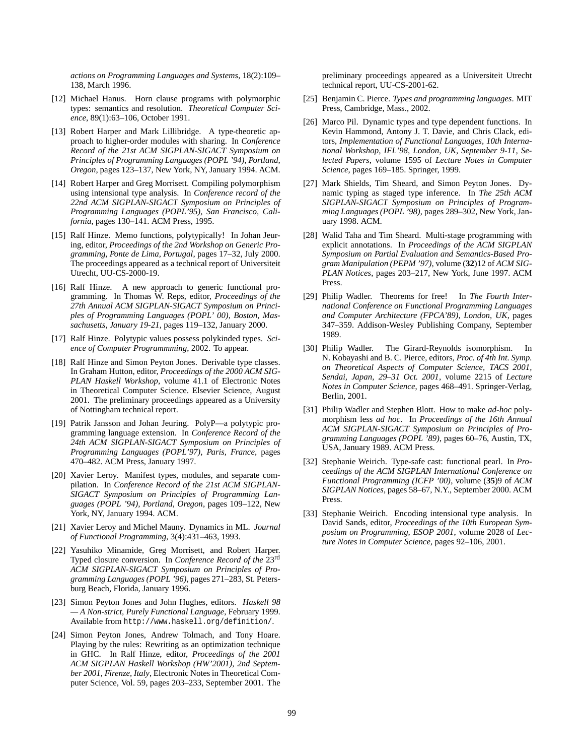*actions on Programming Languages and Systems*, 18(2):109–138, March 1996.

[12] Michael Hanus. Horn clause programs with polymorphic types: semantics and resolution. *Theoretical Computer Science*, 89(1):63–106, October 1991.

[13] Robert Harper and Mark Lillibridge. A type-theoretic approach to higher-order modules with sharing. In *Conference Record of the 21st ACM SIGPLAN-SIGACT Symposium on Principles of Programming Languages (POPL '94), Portland, Oregon*, pages 123–137, New York, NY, January 1994. ACM.

[14] Robert Harper and Greg Morrisett. Compiling polymorphism using intensional type analysis. In *Conference record of the 22nd ACM SIGPLAN-SIGACT Symposium on Principles of Programming Languages (POPL'95), San Francisco, California*, pages 130–141. ACM Press, 1995.

[15] Ralf Hinze. Memo functions, polytypically! In Johan Jeuring, editor, *Proceedings of the 2nd Workshop on Generic Programming, Ponte de Lima, Portugal*, pages 17–32, July 2000. The proceedings appeared as a technical report of Universiteit Utrecht, UU-CS-2000-19.

[16] Ralf Hinze. A new approach to generic functional programming. In Thomas W. Reps, editor, *Proceedings of the 27th Annual ACM SIGPLAN-SIGACT Symposium on Principles of Programming Languages (POPL' 00), Boston, Massachusetts, January 19-21*, pages 119–132, January 2000.

[17] Ralf Hinze. Polytypic values possess polykinded types. *Science of Computer Programmming*, 2002. To appear.

[18] Ralf Hinze and Simon Peyton Jones. Derivable type classes. In Graham Hutton, editor, *Proceedings of the 2000 ACM SIGPLAN Haskell Workshop*, volume 41.1 of Electronic Notes in Theoretical Computer Science. Elsevier Science, August 2001. The preliminary proceedings appeared as a University of Nottingham technical report.

[19] Patrik Jansson and Johan Jeuring. PolyP—a polytypic programming language extension. In *Conference Record of the 24th ACM SIGPLAN-SIGACT Symposium on Principles of Programming Languages (POPL'97), Paris, France*, pages 470–482. ACM Press, January 1997.

[20] Xavier Leroy. Manifest types, modules, and separate compilation. In *Conference Record of the 21st ACM SIGPLAN-SIGACT Symposium on Principles of Programming Languages (POPL '94), Portland, Oregon*, pages 109–122, New York, NY, January 1994. ACM.

[21] Xavier Leroy and Michel Mauny. Dynamics in ML. *Journal of Functional Programming*, 3(4):431–463, 1993.

[22] Yasuhiko Minamide, Greg Morrisett, and Robert Harper. Typed closure conversion. In *Conference Record of the* 23rd *ACM SIGPLAN-SIGACT Symposium on Principles of Programming Languages (POPL '96)*, pages 271–283, St. Petersburg Beach, Florida, January 1996.

[23] Simon Peyton Jones and John Hughes, editors. *Haskell 98 — A Non-strict, Purely Functional Language*, February 1999. Available from `http://www.haskell.org/definition/`.

[24] Simon Peyton Jones, Andrew Tolmach, and Tony Hoare. Playing by the rules: Rewriting as an optimization technique in GHC. In Ralf Hinze, editor, *Proceedings of the 2001 ACM SIGPLAN Haskell Workshop (HW'2001), 2nd September 2001, Firenze, Italy*, Electronic Notes in Theoretical Computer Science, Vol. 59, pages 203–233, September 2001. The preliminary proceedings appeared as a Universiteit Utrecht technical report, UU-CS-2001-62.

[25] Benjamin C. Pierce. *Types and programming languages*. MIT Press, Cambridge, Mass., 2002.

[26] Marco Pil. Dynamic types and type dependent functions. In Kevin Hammond, Antony J. T. Davie, and Chris Clack, editors, *Implementation of Functional Languages, 10th International Workshop, IFL'98, London, UK, September 9-11, Selected Papers*, volume 1595 of *Lecture Notes in Computer Science*, pages 169–185. Springer, 1999.

[27] Mark Shields, Tim Sheard, and Simon Peyton Jones. Dynamic typing as staged type inference. In *The 25th ACM SIGPLAN-SIGACT Symposium on Principles of Programming Languages (POPL '98)*, pages 289–302, New York, January 1998. ACM.

[28] Walid Taha and Tim Sheard. Multi-stage programming with explicit annotations. In *Proceedings of the ACM SIGPLAN Symposium on Partial Evaluation and Semantics-Based Program Manipulation (PEPM '97)*, volume (**32**)12 of *ACM SIGPLAN Notices*, pages 203–217, New York, June 1997. ACM Press.

[29] Philip Wadler. Theorems for free! In *The Fourth International Conference on Functional Programming Languages and Computer Architecture (FPCA'89), London, UK*, pages 347–359. Addison-Wesley Publishing Company, September 1989.

[30] Philip Wadler. The Girard-Reynolds isomorphism. In N. Kobayashi and B. C. Pierce, editors, *Proc. of 4th Int. Symp. on Theoretical Aspects of Computer Science, TACS 2001, Sendai, Japan, 29–31 Oct. 2001*, volume 2215 of *Lecture Notes in Computer Science*, pages 468–491. Springer-Verlag, Berlin, 2001.

[31] Philip Wadler and Stephen Blott. How to make *ad-hoc* polymorphism less *ad hoc*. In *Proceedings of the 16th Annual ACM SIGPLAN-SIGACT Symposium on Principles of Programming Languages (POPL '89)*, pages 60–76, Austin, TX, USA, January 1989. ACM Press.

[32] Stephanie Weirich. Type-safe cast: functional pearl. In *Proceedings of the ACM SIGPLAN International Conference on Functional Programming (ICFP '00)*, volume (**35**)9 of *ACM SIGPLAN Notices*, pages 58–67, N.Y., September 2000. ACM Press.

[33] Stephanie Weirich. Encoding intensional type analysis. In David Sands, editor, *Proceedings of the 10th European Symposium on Programming, ESOP 2001*, volume 2028 of *Lecture Notes in Computer Science*, pages 92–106, 2001.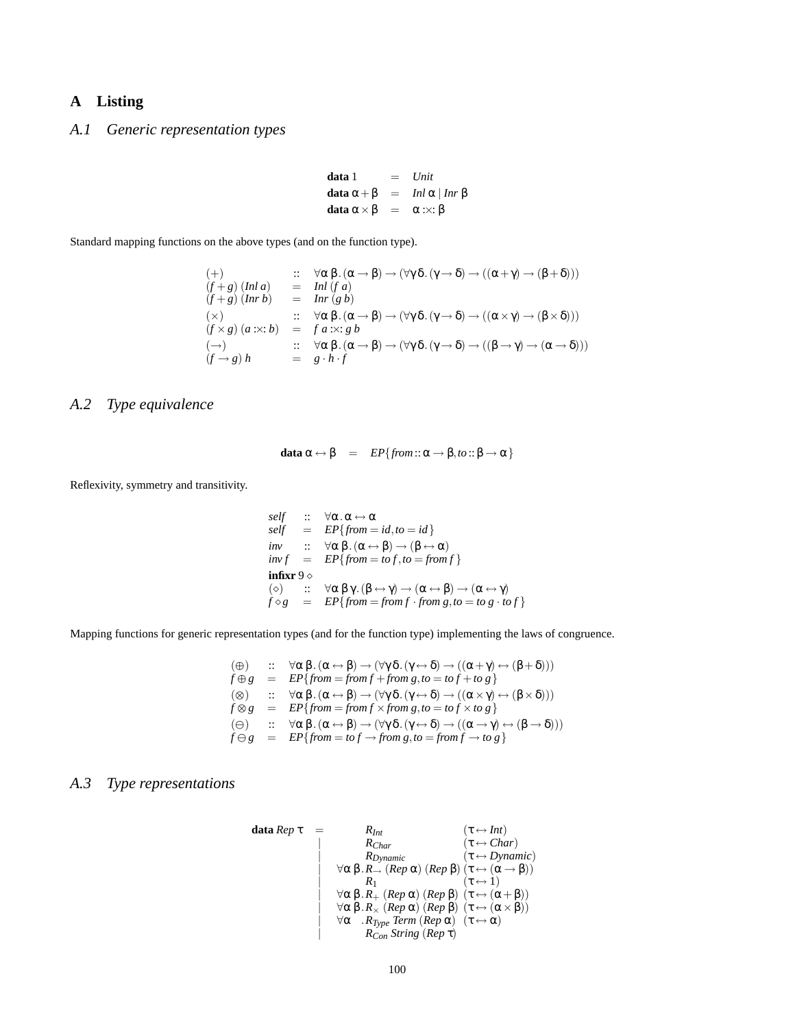## A Listing

### A.1 Generic representation types

$$
\begin{array}{lcl}
\textbf{data}\ 1 & = & \mathit{Unit} \\
\textbf{data}\ \alpha + \beta & = & \mathit{Inl}\ \alpha \mid \mathit{Inr}\ \beta \\
\textbf{data}\ \alpha \times \beta & = & \alpha :\times: \beta
\end{array}
$$

Standard mapping functions on the above types (and on the function type).

$$
\begin{array}{lcl}
(+) & :: & \forall \alpha\, \beta.\, (\alpha \to \beta) \to (\forall \gamma \delta.\, (\gamma \to \delta) \to ((\alpha + \gamma) \to (\beta + \delta))) \\
(f + g)\ (\mathit{Inl}\ a) & = & \mathit{Inl}\ (f\ a) \\
(f + g)\ (\mathit{Inr}\ b) & = & \mathit{Inr}\ (g\ b) \\
(\times) & :: & \forall \alpha\, \beta.\, (\alpha \to \beta) \to (\forall \gamma \delta.\, (\gamma \to \delta) \to ((\alpha \times \gamma) \to (\beta \times \delta))) \\
(f \times g)\ (a :\times: b) & = & f\ a :\times: g\ b \\
(\to) & :: & \forall \alpha\, \beta.\, (\alpha \to \beta) \to (\forall \gamma \delta.\, (\gamma \to \delta) \to ((\beta \to \gamma) \to (\alpha \to \delta))) \\
(f \to g)\ h & = & g \cdot h \cdot f
\end{array}
$$

### A.2 Type equivalence

$$
\textbf{data}\ \alpha \leftrightarrow \beta \quad = \quad \mathit{EP}\{\mathit{from} :: \alpha \to \beta, \mathit{to} :: \beta \to \alpha\}
$$

Reflexivity, symmetry and transitivity.

$$
\begin{array}{lcl}
\mathit{self} & :: & \forall \alpha.\, \alpha \leftrightarrow \alpha \\
\mathit{self} & = & \mathit{EP}\{\mathit{from} = \mathit{id}, \mathit{to} = \mathit{id}\} \\
\mathit{inv} & :: & \forall \alpha\, \beta.\, (\alpha \leftrightarrow \beta) \to (\beta \leftrightarrow \alpha) \\
\mathit{inv}\ f & = & \mathit{EP}\{\mathit{from} = \mathit{to}\ f, \mathit{to} = \mathit{from}\ f\} \\
\textbf{infixr}\ 9 \diamond & & \\
(\diamond) & :: & \forall \alpha\, \beta\, \gamma.\, (\beta \leftrightarrow \gamma) \to (\alpha \leftrightarrow \beta) \to (\alpha \leftrightarrow \gamma) \\
f \diamond g & = & \mathit{EP}\{\mathit{from} = \mathit{from}\ f \cdot \mathit{from}\ g, \mathit{to} = \mathit{to}\ g \cdot \mathit{to}\ f\}
\end{array}
$$

Mapping functions for generic representation types (and for the function type) implementing the laws of congruence.

$$
\begin{array}{lcl}
(\oplus) & :: & \forall \alpha\, \beta.\, (\alpha \leftrightarrow \beta) \to (\forall \gamma \delta.\, (\gamma \leftrightarrow \delta) \to ((\alpha + \gamma) \leftrightarrow (\beta + \delta))) \\
f \oplus g & = & \mathit{EP}\{\mathit{from} = \mathit{from}\ f + \mathit{from}\ g, \mathit{to} = \mathit{to}\ f + \mathit{to}\ g\} \\
(\otimes) & :: & \forall \alpha\, \beta.\, (\alpha \leftrightarrow \beta) \to (\forall \gamma \delta.\, (\gamma \leftrightarrow \delta) \to ((\alpha \times \gamma) \leftrightarrow (\beta \times \delta))) \\
f \otimes g & = & \mathit{EP}\{\mathit{from} = \mathit{from}\ f \times \mathit{from}\ g, \mathit{to} = \mathit{to}\ f \times \mathit{to}\ g\} \\
(\ominus) & :: & \forall \alpha\, \beta.\, (\alpha \leftrightarrow \beta) \to (\forall \gamma \delta.\, (\gamma \leftrightarrow \delta) \to ((\alpha \to \gamma) \leftrightarrow (\beta \to \delta))) \\
f \ominus g & = & \mathit{EP}\{\mathit{from} = \mathit{to}\ f \to \mathit{from}\ g, \mathit{to} = \mathit{from}\ f \to \mathit{to}\ g\}
\end{array}
$$

### A.3 Type representations

$$
\begin{array}{lclll}
\textbf{data}\ \mathit{Rep}\ \tau & = & & R_{\mathit{Int}} & (\tau \leftrightarrow \mathit{Int}) \\
& \mid & & R_{\mathit{Char}} & (\tau \leftrightarrow \mathit{Char}) \\
& \mid & & R_{\mathit{Dynamic}} & (\tau \leftrightarrow \mathit{Dynamic}) \\
& \mid & \forall \alpha\, \beta. & R_{\to}\ (\mathit{Rep}\ \alpha)\ (\mathit{Rep}\ \beta) & (\tau \leftrightarrow (\alpha \to \beta)) \\
& \mid & & R_1 & (\tau \leftrightarrow 1) \\
& \mid & \forall \alpha\, \beta. & R_{+}\ (\mathit{Rep}\ \alpha)\ (\mathit{Rep}\ \beta) & (\tau \leftrightarrow (\alpha + \beta)) \\
& \mid & \forall \alpha\, \beta. & R_{\times}\ (\mathit{Rep}\ \alpha)\ (\mathit{Rep}\ \beta) & (\tau \leftrightarrow (\alpha \times \beta)) \\
& \mid & \forall \alpha\ \ . & R_{\mathit{Type}}\ \mathit{Term}\ (\mathit{Rep}\ \alpha) & (\tau \leftrightarrow \alpha) \\
& \mid & & R_{\mathit{Con}}\ \mathit{String}\ (\mathit{Rep}\ \tau) &
\end{array}
$$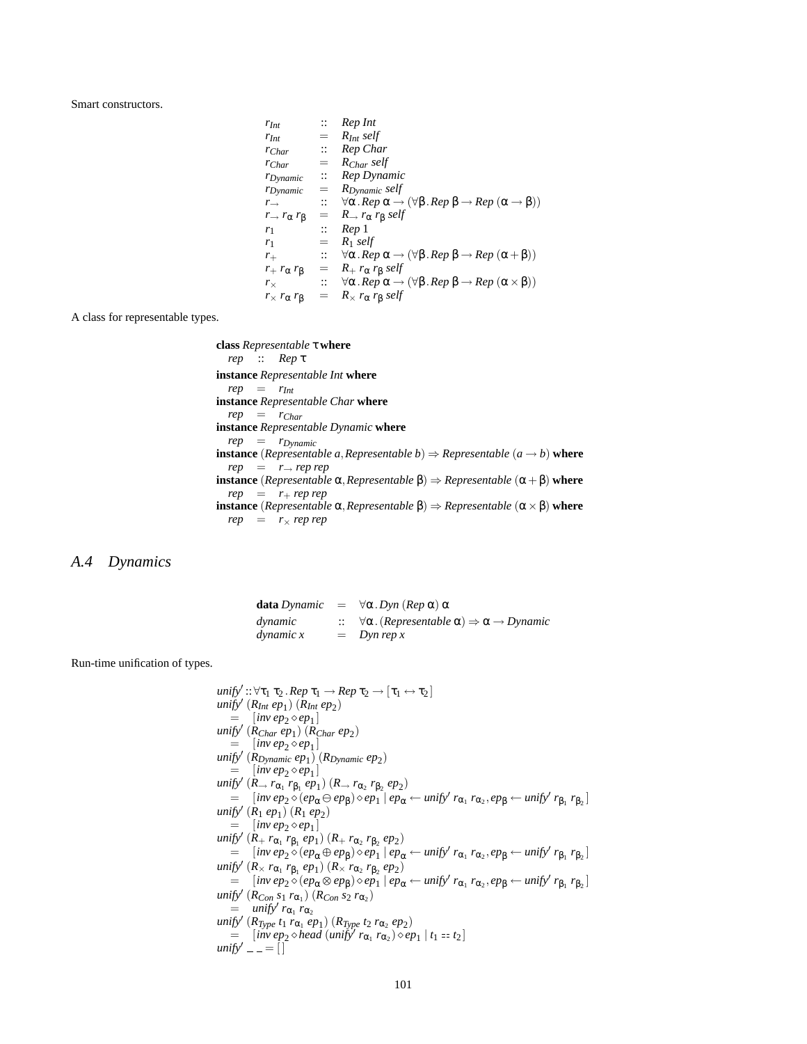Smart constructors.

$$
\begin{array}{lcl}
r_{Int} & :: & Rep\ Int \\
r_{Int} & = & R_{Int}\ self \\
r_{Char} & :: & Rep\ Char \\
r_{Char} & = & R_{Char}\ self \\
r_{Dynamic} & :: & Rep\ Dynamic \\
r_{Dynamic} & = & R_{Dynamic}\ self \\
r_{\rightarrow} & :: & \forall \alpha\,.\, Rep\ \alpha \rightarrow (\forall \beta\,.\, Rep\ \beta \rightarrow Rep\ (\alpha \rightarrow \beta)) \\
r_{\rightarrow}\ r_{\alpha}\ r_{\beta} & = & R_{\rightarrow}\ r_{\alpha}\ r_{\beta}\ self \\
r_{1} & :: & Rep\ 1 \\
r_{1} & = & R_{1}\ self \\
r_{+} & :: & \forall \alpha\,.\, Rep\ \alpha \rightarrow (\forall \beta\,.\, Rep\ \beta \rightarrow Rep\ (\alpha + \beta)) \\
r_{+}\ r_{\alpha}\ r_{\beta} & = & R_{+}\ r_{\alpha}\ r_{\beta}\ self \\
r_{\times} & :: & \forall \alpha\,.\, Rep\ \alpha \rightarrow (\forall \beta\,.\, Rep\ \beta \rightarrow Rep\ (\alpha \times \beta)) \\
r_{\times}\ r_{\alpha}\ r_{\beta} & = & R_{\times}\ r_{\alpha}\ r_{\beta}\ self
\end{array}
$$

A class for representable types.

$$
\begin{array}{l}
\textbf{class}\ Representable\ \tau\ \textbf{where} \\
\quad rep \quad :: \quad Rep\ \tau \\
\textbf{instance}\ Representable\ Int\ \textbf{where} \\
\quad rep \quad = \quad r_{Int} \\
\textbf{instance}\ Representable\ Char\ \textbf{where} \\
\quad rep \quad = \quad r_{Char} \\
\textbf{instance}\ Representable\ Dynamic\ \textbf{where} \\
\quad rep \quad = \quad r_{Dynamic} \\
\textbf{instance}\ (Representable\ a, Representable\ b) \Rightarrow Representable\ (a \rightarrow b)\ \textbf{where} \\
\quad rep \quad = \quad r_{\rightarrow}\ rep\ rep \\
\textbf{instance}\ (Representable\ \alpha, Representable\ \beta) \Rightarrow Representable\ (\alpha + \beta)\ \textbf{where} \\
\quad rep \quad = \quad r_{+}\ rep\ rep \\
\textbf{instance}\ (Representable\ \alpha, Representable\ \beta) \Rightarrow Representable\ (\alpha \times \beta)\ \textbf{where} \\
\quad rep \quad = \quad r_{\times}\ rep\ rep
\end{array}
$$

## A.4 Dynamics

$$
\begin{array}{lcl}
\textbf{data}\ Dynamic & = & \forall \alpha\,.\, Dyn\ (Rep\ \alpha)\ \alpha \\
dynamic & :: & \forall \alpha\,.\, (Representable\ \alpha) \Rightarrow \alpha \rightarrow Dynamic \\
dynamic\ x & = & Dyn\ rep\ x
\end{array}
$$

Run-time unification of types.

$$
\begin{array}{l}
unify' :: \forall \tau_1\ \tau_2\,.\, Rep\ \tau_1 \rightarrow Rep\ \tau_2 \rightarrow [\tau_1 \leftrightarrow \tau_2] \\
unify'\ (R_{Int}\ ep_1)\ (R_{Int}\ ep_2) \\
\quad = \quad [inv\ ep_2 \diamond ep_1] \\
unify'\ (R_{Char}\ ep_1)\ (R_{Char}\ ep_2) \\
\quad = \quad [inv\ ep_2 \diamond ep_1] \\
unify'\ (R_{Dynamic}\ ep_1)\ (R_{Dynamic}\ ep_2) \\
\quad = \quad [inv\ ep_2 \diamond ep_1] \\
unify'\ (R_{\rightarrow}\ r_{\alpha_1}\ r_{\beta_1}\ ep_1)\ (R_{\rightarrow}\ r_{\alpha_2}\ r_{\beta_2}\ ep_2) \\
\quad = \quad [inv\ ep_2 \diamond (ep_{\alpha} \ominus ep_{\beta}) \diamond ep_1 \mid ep_{\alpha} \leftarrow unify'\ r_{\alpha_1}\ r_{\alpha_2}, ep_{\beta} \leftarrow unify'\ r_{\beta_1}\ r_{\beta_2}] \\
unify'\ (R_1\ ep_1)\ (R_1\ ep_2) \\
\quad = \quad [inv\ ep_2 \diamond ep_1] \\
unify'\ (R_{+}\ r_{\alpha_1}\ r_{\beta_1}\ ep_1)\ (R_{+}\ r_{\alpha_2}\ r_{\beta_2}\ ep_2) \\
\quad = \quad [inv\ ep_2 \diamond (ep_{\alpha} \oplus ep_{\beta}) \diamond ep_1 \mid ep_{\alpha} \leftarrow unify'\ r_{\alpha_1}\ r_{\alpha_2}, ep_{\beta} \leftarrow unify'\ r_{\beta_1}\ r_{\beta_2}] \\
unify'\ (R_{\times}\ r_{\alpha_1}\ r_{\beta_1}\ ep_1)\ (R_{\times}\ r_{\alpha_2}\ r_{\beta_2}\ ep_2) \\
\quad = \quad [inv\ ep_2 \diamond (ep_{\alpha} \otimes ep_{\beta}) \diamond ep_1 \mid ep_{\alpha} \leftarrow unify'\ r_{\alpha_1}\ r_{\alpha_2}, ep_{\beta} \leftarrow unify'\ r_{\beta_1}\ r_{\beta_2}] \\
unify'\ (R_{Con}\ s_1\ r_{\alpha_1})\ (R_{Con}\ s_2\ r_{\alpha_2}) \\
\quad = \quad unify'\ r_{\alpha_1}\ r_{\alpha_2} \\
unify'\ (R_{Type}\ t_1\ r_{\alpha_1}\ ep_1)\ (R_{Type}\ t_2\ r_{\alpha_2}\ ep_2) \\
\quad = \quad [inv\ ep_2 \diamond head\ (unify'\ r_{\alpha_1}\ r_{\alpha_2}) \diamond ep_1 \mid t_1 == t_2] \\
unify'\ \_\ \_ = [\,]
\end{array}
$$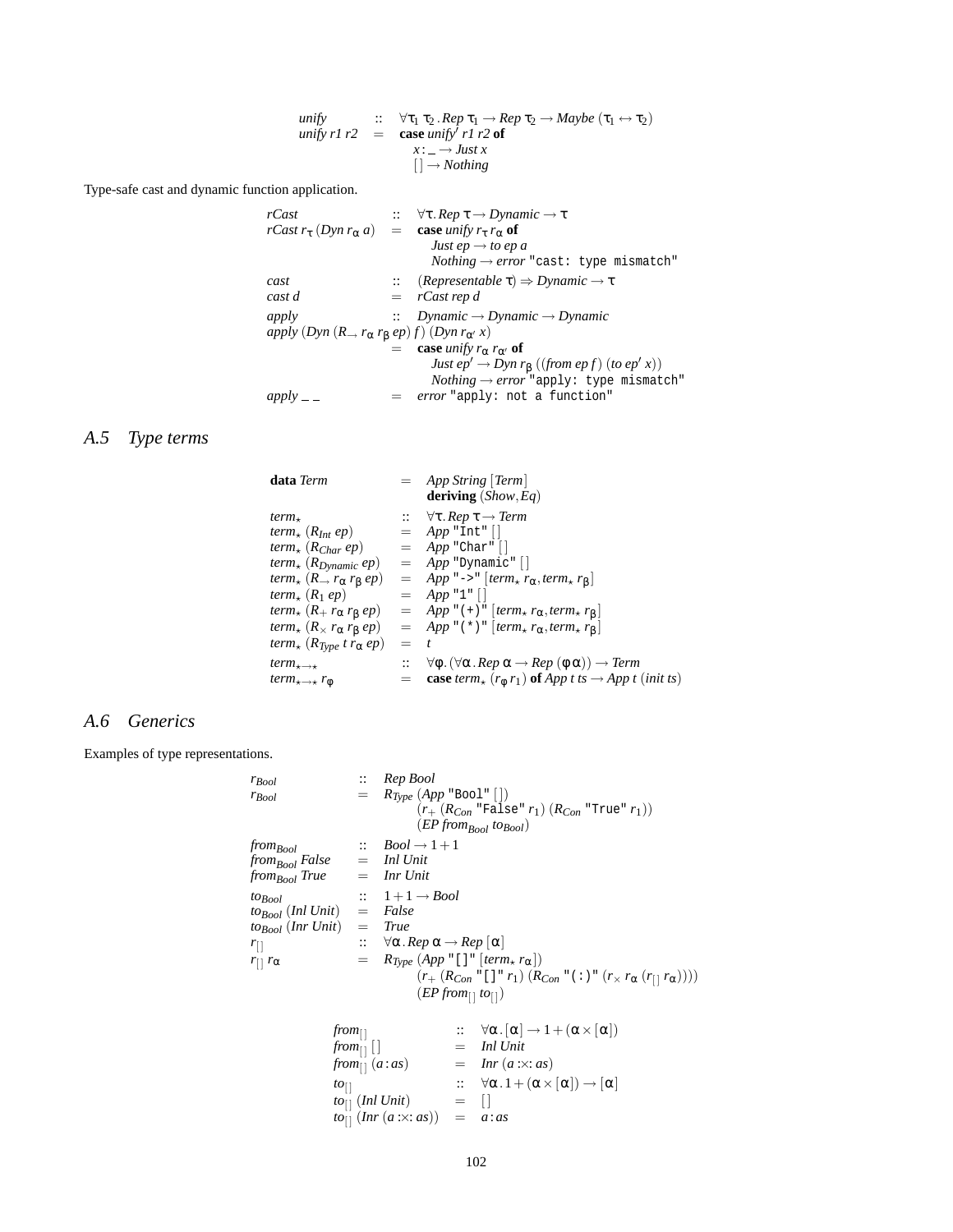$$
\begin{array}{lcl}
\mathit{unify} & :: & \forall \tau_1\ \tau_2\,.\, \mathit{Rep}\ \tau_1 \rightarrow \mathit{Rep}\ \tau_2 \rightarrow \mathit{Maybe}\ (\tau_1 \leftrightarrow \tau_2) \\
\mathit{unify}\ r1\ r2 & = & \textbf{case}\ \mathit{unify}'\ r1\ r2\ \textbf{of} \\
 & & \quad x : \_ \rightarrow \mathit{Just}\ x \\
 & & \quad [\,] \rightarrow \mathit{Nothing}
\end{array}
$$

Type-safe cast and dynamic function application.

$$
\begin{array}{lcl}
\mathit{rCast} & :: & \forall \tau.\, \mathit{Rep}\ \tau \rightarrow \mathit{Dynamic} \rightarrow \tau \\
\mathit{rCast}\ r_\tau\ (\mathit{Dyn}\ r_\alpha\ a) & = & \textbf{case}\ \mathit{unify}\ r_\tau\ r_\alpha\ \textbf{of} \\
 & & \quad \mathit{Just}\ ep \rightarrow \mathit{to}\ ep\ a \\
 & & \quad \mathit{Nothing} \rightarrow \mathit{error}\ \texttt{"cast: type mismatch"} \\
\mathit{cast} & :: & (\mathit{Representable}\ \tau) \Rightarrow \mathit{Dynamic} \rightarrow \tau \\
\mathit{cast}\ d & = & \mathit{rCast}\ \mathit{rep}\ d \\
\mathit{apply} & :: & \mathit{Dynamic} \rightarrow \mathit{Dynamic} \rightarrow \mathit{Dynamic} \\
\multicolumn{3}{l}{\mathit{apply}\ (\mathit{Dyn}\ (R_\rightarrow\ r_\alpha\ r_\beta\ ep)\ f)\ (\mathit{Dyn}\ r_{\alpha'}\ x)} \\
 & = & \textbf{case}\ \mathit{unify}\ r_\alpha\ r_{\alpha'}\ \textbf{of} \\
 & & \quad \mathit{Just}\ ep' \rightarrow \mathit{Dyn}\ r_\beta\ ((\mathit{from}\ ep\ f)\ (\mathit{to}\ ep'\ x)) \\
 & & \quad \mathit{Nothing} \rightarrow \mathit{error}\ \texttt{"apply: type mismatch"} \\
\mathit{apply}\ \_\ \_ & = & \mathit{error}\ \texttt{"apply: not a function"}
\end{array}
$$

## A.5 Type terms

$$
\begin{array}{lcl}
\textbf{data}\ \mathit{Term} & = & \mathit{App}\ \mathit{String}\ [\mathit{Term}] \\
 & & \textbf{deriving}\ (\mathit{Show}, \mathit{Eq}) \\
\mathit{term}_\star & :: & \forall \tau.\, \mathit{Rep}\ \tau \rightarrow \mathit{Term} \\
\mathit{term}_\star\ (R_{\mathit{Int}}\ ep) & = & \mathit{App}\ \texttt{"Int"}\ [\,] \\
\mathit{term}_\star\ (R_{\mathit{Char}}\ ep) & = & \mathit{App}\ \texttt{"Char"}\ [\,] \\
\mathit{term}_\star\ (R_{\mathit{Dynamic}}\ ep) & = & \mathit{App}\ \texttt{"Dynamic"}\ [\,] \\
\mathit{term}_\star\ (R_\rightarrow\ r_\alpha\ r_\beta\ ep) & = & \mathit{App}\ \texttt{"->"}\ [\mathit{term}_\star\ r_\alpha, \mathit{term}_\star\ r_\beta] \\
\mathit{term}_\star\ (R_1\ ep) & = & \mathit{App}\ \texttt{"1"}\ [\,] \\
\mathit{term}_\star\ (R_+\ r_\alpha\ r_\beta\ ep) & = & \mathit{App}\ \texttt{"(+)"}\ [\mathit{term}_\star\ r_\alpha, \mathit{term}_\star\ r_\beta] \\
\mathit{term}_\star\ (R_\times\ r_\alpha\ r_\beta\ ep) & = & \mathit{App}\ \texttt{"(*)"}\ [\mathit{term}_\star\ r_\alpha, \mathit{term}_\star\ r_\beta] \\
\mathit{term}_\star\ (R_{\mathit{Type}}\ t\ r_\alpha\ ep) & = & t \\
\mathit{term}_{\star\rightarrow\star} & :: & \forall \varphi.\, (\forall \alpha\,.\, \mathit{Rep}\ \alpha \rightarrow \mathit{Rep}\ (\varphi\,\alpha)) \rightarrow \mathit{Term} \\
\mathit{term}_{\star\rightarrow\star}\ r_\varphi & = & \textbf{case}\ \mathit{term}_\star\ (r_\varphi\ r_1)\ \textbf{of}\ \mathit{App}\ t\ ts \rightarrow \mathit{App}\ t\ (\mathit{init}\ ts)
\end{array}
$$

## A.6 Generics

Examples of type representations.

$$
\begin{array}{lcl}
r_{\mathit{Bool}} & :: & \mathit{Rep}\ \mathit{Bool} \\
r_{\mathit{Bool}} & = & R_{\mathit{Type}}\ (\mathit{App}\ \texttt{"Bool"}\ [\,]) \\
 & & \quad (r_+\ (R_{\mathit{Con}}\ \texttt{"False"}\ r_1)\ (R_{\mathit{Con}}\ \texttt{"True"}\ r_1)) \\
 & & \quad (\mathit{EP}\ \mathit{from}_{\mathit{Bool}}\ \mathit{to}_{\mathit{Bool}}) \\
\mathit{from}_{\mathit{Bool}} & :: & \mathit{Bool} \rightarrow 1 + 1 \\
\mathit{from}_{\mathit{Bool}}\ \mathit{False} & = & \mathit{Inl}\ \mathit{Unit} \\
\mathit{from}_{\mathit{Bool}}\ \mathit{True} & = & \mathit{Inr}\ \mathit{Unit} \\
\mathit{to}_{\mathit{Bool}} & :: & 1 + 1 \rightarrow \mathit{Bool} \\
\mathit{to}_{\mathit{Bool}}\ (\mathit{Inl}\ \mathit{Unit}) & = & \mathit{False} \\
\mathit{to}_{\mathit{Bool}}\ (\mathit{Inr}\ \mathit{Unit}) & = & \mathit{True} \\
r_{[\,]} & :: & \forall \alpha\,.\, \mathit{Rep}\ \alpha \rightarrow \mathit{Rep}\ [\alpha] \\
r_{[\,]}\ r_\alpha & = & R_{\mathit{Type}}\ (\mathit{App}\ \texttt{"[]"}\ [\mathit{term}_\star\ r_\alpha]) \\
 & & \quad (r_+\ (R_{\mathit{Con}}\ \texttt{"[]"}\ r_1)\ (R_{\mathit{Con}}\ \texttt{"(:)"}\ (r_\times\ r_\alpha\ (r_{[\,]}\ r_\alpha)))) \\
 & & \quad (\mathit{EP}\ \mathit{from}_{[\,]}\ \mathit{to}_{[\,]})
\end{array}
$$

$$
\begin{array}{lcl}
\mathit{from}_{[\,]} & :: & \forall \alpha\,.\, [\alpha] \rightarrow 1 + (\alpha \times [\alpha]) \\
\mathit{from}_{[\,]}\ [\,] & = & \mathit{Inl}\ \mathit{Unit} \\
\mathit{from}_{[\,]}\ (a : as) & = & \mathit{Inr}\ (a :\times: as) \\
\mathit{to}_{[\,]} & :: & \forall \alpha\,.\, 1 + (\alpha \times [\alpha]) \rightarrow [\alpha] \\
\mathit{to}_{[\,]}\ (\mathit{Inl}\ \mathit{Unit}) & = & [\,] \\
\mathit{to}_{[\,]}\ (\mathit{Inr}\ (a :\times: as)) & = & a : as
\end{array}
$$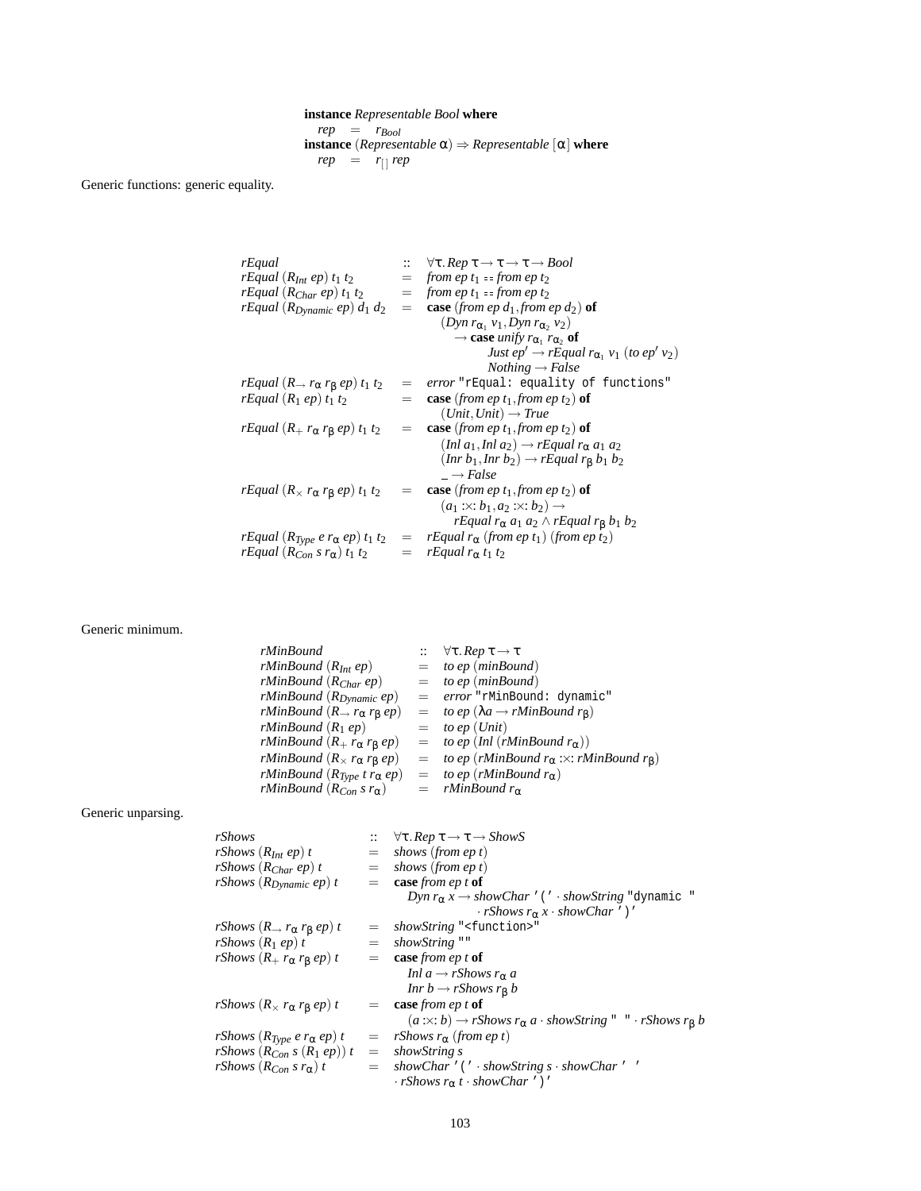```
instance Representable Bool where
  rep  =  r_Bool
instance (Representable α) ⇒ Representable [α] where
  rep  =  r_[] rep
```

Generic functions: generic equality.

```
rEqual                          ::  ∀τ. Rep τ → τ → τ → Bool
rEqual (R_Int ep) t1 t2         =   from ep t1 == from ep t2
rEqual (R_Char ep) t1 t2        =   from ep t1 == from ep t2
rEqual (R_Dynamic ep) d1 d2     =   case (from ep d1, from ep d2) of
                                      (Dyn r_α1 v1, Dyn r_α2 v2)
                                        → case unify r_α1 r_α2 of
                                            Just ep' → rEqual r_α1 v1 (to ep' v2)
                                            Nothing → False
rEqual (R_→ r_α r_β ep) t1 t2   =   error "rEqual: equality of functions"
rEqual (R_1 ep) t1 t2           =   case (from ep t1, from ep t2) of
                                      (Unit, Unit) → True
rEqual (R_+ r_α r_β ep) t1 t2   =   case (from ep t1, from ep t2) of
                                      (Inl a1, Inl a2) → rEqual r_α a1 a2
                                      (Inr b1, Inr b2) → rEqual r_β b1 b2
                                      _ → False
rEqual (R_× r_α r_β ep) t1 t2   =   case (from ep t1, from ep t2) of
                                      (a1 :×: b1, a2 :×: b2) →
                                        rEqual r_α a1 a2 ∧ rEqual r_β b1 b2
rEqual (R_Type e r_α ep) t1 t2  =   rEqual r_α (from ep t1) (from ep t2)
rEqual (R_Con s r_α) t1 t2      =   rEqual r_α t1 t2
```

Generic minimum.

```
rMinBound                     ::  ∀τ. Rep τ → τ
rMinBound (R_Int ep)          =   to ep (minBound)
rMinBound (R_Char ep)         =   to ep (minBound)
rMinBound (R_Dynamic ep)      =   error "rMinBound: dynamic"
rMinBound (R_→ r_α r_β ep)    =   to ep (λa → rMinBound r_β)
rMinBound (R_1 ep)            =   to ep (Unit)
rMinBound (R_+ r_α r_β ep)    =   to ep (Inl (rMinBound r_α))
rMinBound (R_× r_α r_β ep)    =   to ep (rMinBound r_α :×: rMinBound r_β)
rMinBound (R_Type t r_α ep)   =   to ep (rMinBound r_α)
rMinBound (R_Con s r_α)       =   rMinBound r_α
```

Generic unparsing.

```
rShows                        ::  ∀τ. Rep τ → τ → ShowS
rShows (R_Int ep) t           =   shows (from ep t)
rShows (R_Char ep) t          =   shows (from ep t)
rShows (R_Dynamic ep) t       =   case from ep t of
                                    Dyn r_α x → showChar '(' · showString "dynamic "
                                                · rShows r_α x · showChar ')'
rShows (R_→ r_α r_β ep) t     =   showString "<function>"
rShows (R_1 ep) t             =   showString ""
rShows (R_+ r_α r_β ep) t     =   case from ep t of
                                    Inl a → rShows r_α a
                                    Inr b → rShows r_β b
rShows (R_× r_α r_β ep) t     =   case from ep t of
                                    (a :×: b) → rShows r_α a · showString " " · rShows r_β b
rShows (R_Type e r_α ep) t    =   rShows r_α (from ep t)
rShows (R_Con s (R_1 ep)) t   =   showString s
rShows (R_Con s r_α) t        =   showChar '(' · showString s · showChar ' '
                                  · rShows r_α t · showChar ')'
```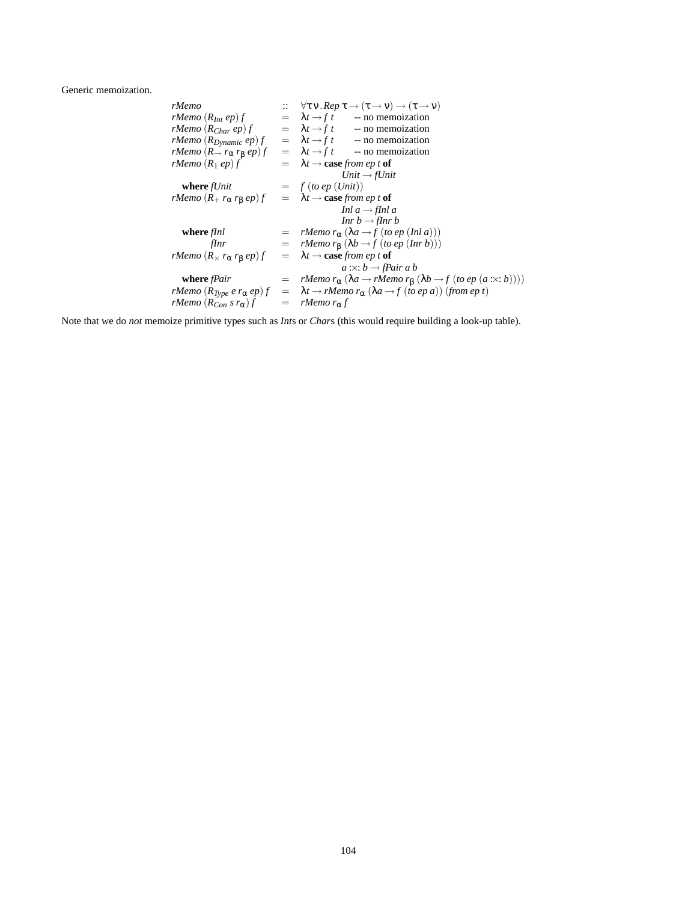Generic memoization.

$$
\begin{array}{lcl}
\mathit{rMemo} & :: & \forall \tau\, \nu .\, \mathit{Rep}\ \tau \rightarrow (\tau \rightarrow \nu) \rightarrow (\tau \rightarrow \nu) \\
\mathit{rMemo}\ (R_{\mathit{Int}}\ \mathit{ep})\ f & = & \lambda t \rightarrow f\ t \qquad \text{-- no memoization} \\
\mathit{rMemo}\ (R_{\mathit{Char}}\ \mathit{ep})\ f & = & \lambda t \rightarrow f\ t \qquad \text{-- no memoization} \\
\mathit{rMemo}\ (R_{\mathit{Dynamic}}\ \mathit{ep})\ f & = & \lambda t \rightarrow f\ t \qquad \text{-- no memoization} \\
\mathit{rMemo}\ (R_{\rightarrow}\ r_\alpha\ r_\beta\ \mathit{ep})\ f & = & \lambda t \rightarrow f\ t \qquad \text{-- no memoization} \\
\mathit{rMemo}\ (R_1\ \mathit{ep})\ f & = & \lambda t \rightarrow \mathbf{case}\ \mathit{from\ ep}\ t\ \mathbf{of} \\
 & & \qquad\qquad \mathit{Unit} \rightarrow \mathit{fUnit} \\
\quad \mathbf{where}\ \mathit{fUnit} & = & f\ (\mathit{to\ ep}\ (\mathit{Unit})) \\
\mathit{rMemo}\ (R_{+}\ r_\alpha\ r_\beta\ \mathit{ep})\ f & = & \lambda t \rightarrow \mathbf{case}\ \mathit{from\ ep}\ t\ \mathbf{of} \\
 & & \qquad\qquad \mathit{Inl}\ a \rightarrow \mathit{fInl}\ a \\
 & & \qquad\qquad \mathit{Inr}\ b \rightarrow \mathit{fInr}\ b \\
\quad \mathbf{where}\ \mathit{fInl} & = & \mathit{rMemo}\ r_\alpha\ (\lambda a \rightarrow f\ (\mathit{to\ ep}\ (\mathit{Inl}\ a))) \\
\qquad\quad\ \mathit{fInr} & = & \mathit{rMemo}\ r_\beta\ (\lambda b \rightarrow f\ (\mathit{to\ ep}\ (\mathit{Inr}\ b))) \\
\mathit{rMemo}\ (R_{\times}\ r_\alpha\ r_\beta\ \mathit{ep})\ f & = & \lambda t \rightarrow \mathbf{case}\ \mathit{from\ ep}\ t\ \mathbf{of} \\
 & & \qquad\qquad a :\times: b \rightarrow \mathit{fPair}\ a\ b \\
\quad \mathbf{where}\ \mathit{fPair} & = & \mathit{rMemo}\ r_\alpha\ (\lambda a \rightarrow \mathit{rMemo}\ r_\beta\ (\lambda b \rightarrow f\ (\mathit{to\ ep}\ (a :\times: b)))) \\
\mathit{rMemo}\ (R_{\mathit{Type}}\ e\ r_\alpha\ \mathit{ep})\ f & = & \lambda t \rightarrow \mathit{rMemo}\ r_\alpha\ (\lambda a \rightarrow f\ (\mathit{to\ ep}\ a))\ (\mathit{from\ ep}\ t) \\
\mathit{rMemo}\ (R_{\mathit{Con}}\ s\ r_\alpha)\ f & = & \mathit{rMemo}\ r_\alpha\ f
\end{array}
$$

Note that we do *not* memoize primitive types such as *Int*s or *Char*s (this would require building a look-up table).